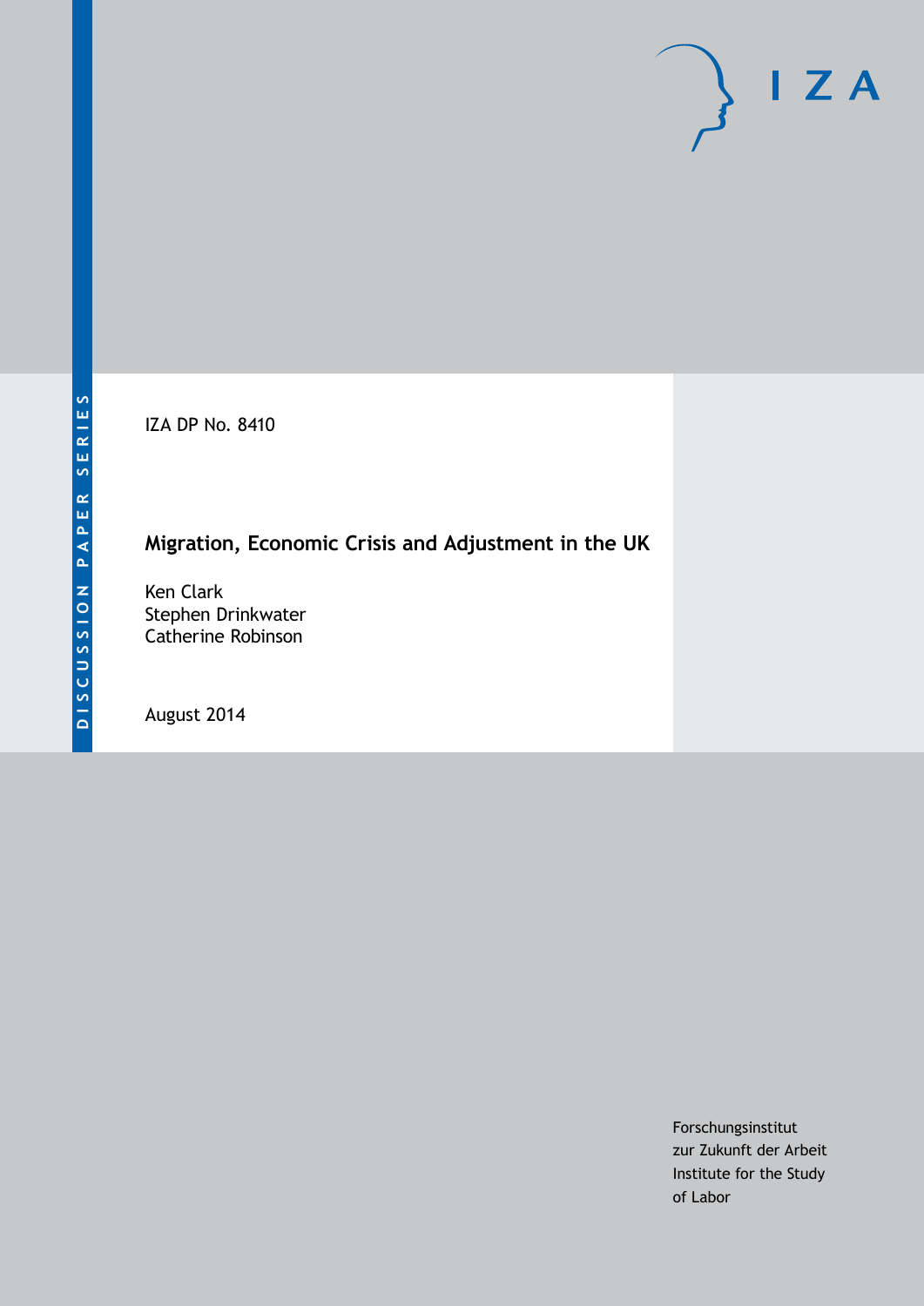DISCUSSION PAPER SERIES

IZA

IZA DP No. 8410

# Migration, Economic Crisis and Adjustment in the UK

Ken Clark
Stephen Drinkwater
Catherine Robinson

August 2014

Forschungsinstitut
zur Zukunft der Arbeit
Institute for the Study
of Labor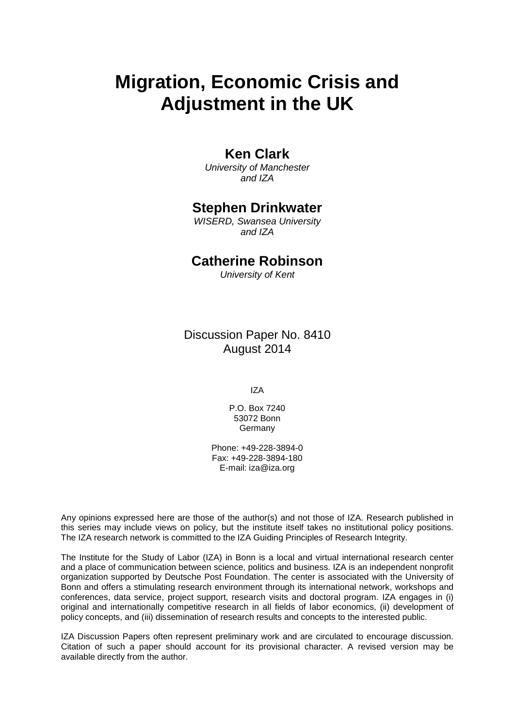# Migration, Economic Crisis and Adjustment in the UK

**Ken Clark**

*University of Manchester and IZA*

**Stephen Drinkwater**

*WISERD, Swansea University and IZA*

**Catherine Robinson**

*University of Kent*

Discussion Paper No. 8410
August 2014

IZA

P.O. Box 7240
53072 Bonn
Germany

Phone: +49-228-3894-0
Fax: +49-228-3894-180
E-mail: iza@iza.org

Any opinions expressed here are those of the author(s) and not those of IZA. Research published in this series may include views on policy, but the institute itself takes no institutional policy positions. The IZA research network is committed to the IZA Guiding Principles of Research Integrity.

The Institute for the Study of Labor (IZA) in Bonn is a local and virtual international research center and a place of communication between science, politics and business. IZA is an independent nonprofit organization supported by Deutsche Post Foundation. The center is associated with the University of Bonn and offers a stimulating research environment through its international network, workshops and conferences, data service, project support, research visits and doctoral program. IZA engages in (i) original and internationally competitive research in all fields of labor economics, (ii) development of policy concepts, and (iii) dissemination of research results and concepts to the interested public.

IZA Discussion Papers often represent preliminary work and are circulated to encourage discussion. Citation of such a paper should account for its provisional character. A revised version may be available directly from the author.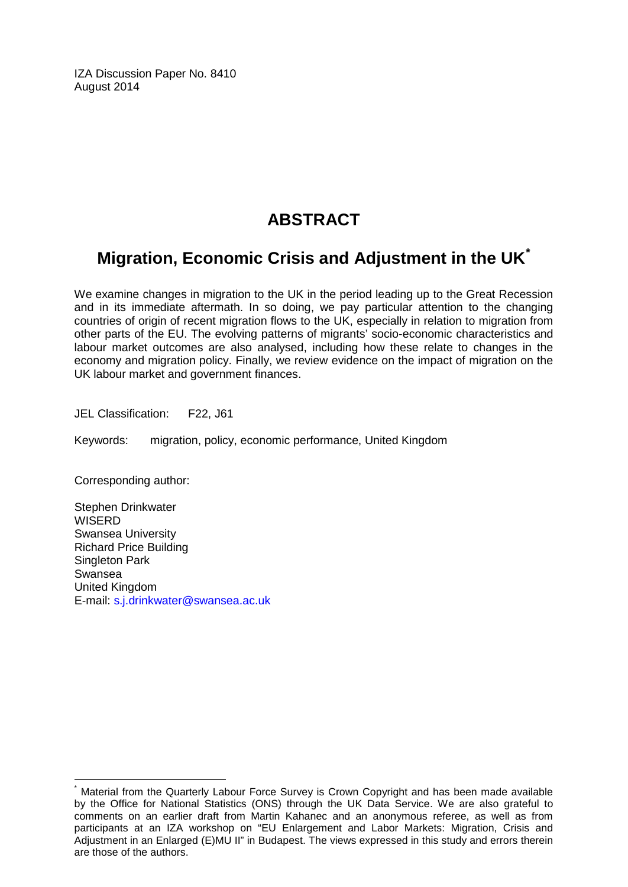IZA Discussion Paper No. 8410
August 2014

# ABSTRACT

## Migration, Economic Crisis and Adjustment in the UK*

We examine changes in migration to the UK in the period leading up to the Great Recession and in its immediate aftermath. In so doing, we pay particular attention to the changing countries of origin of recent migration flows to the UK, especially in relation to migration from other parts of the EU. The evolving patterns of migrants' socio-economic characteristics and labour market outcomes are also analysed, including how these relate to changes in the economy and migration policy. Finally, we review evidence on the impact of migration on the UK labour market and government finances.

JEL Classification: F22, J61

Keywords: migration, policy, economic performance, United Kingdom

Corresponding author:

Stephen Drinkwater
WISERD
Swansea University
Richard Price Building
Singleton Park
Swansea
United Kingdom
E-mail: s.j.drinkwater@swansea.ac.uk

---

* Material from the Quarterly Labour Force Survey is Crown Copyright and has been made available by the Office for National Statistics (ONS) through the UK Data Service. We are also grateful to comments on an earlier draft from Martin Kahanec and an anonymous referee, as well as from participants at an IZA workshop on "EU Enlargement and Labor Markets: Migration, Crisis and Adjustment in an Enlarged (E)MU II" in Budapest. The views expressed in this study and errors therein are those of the authors.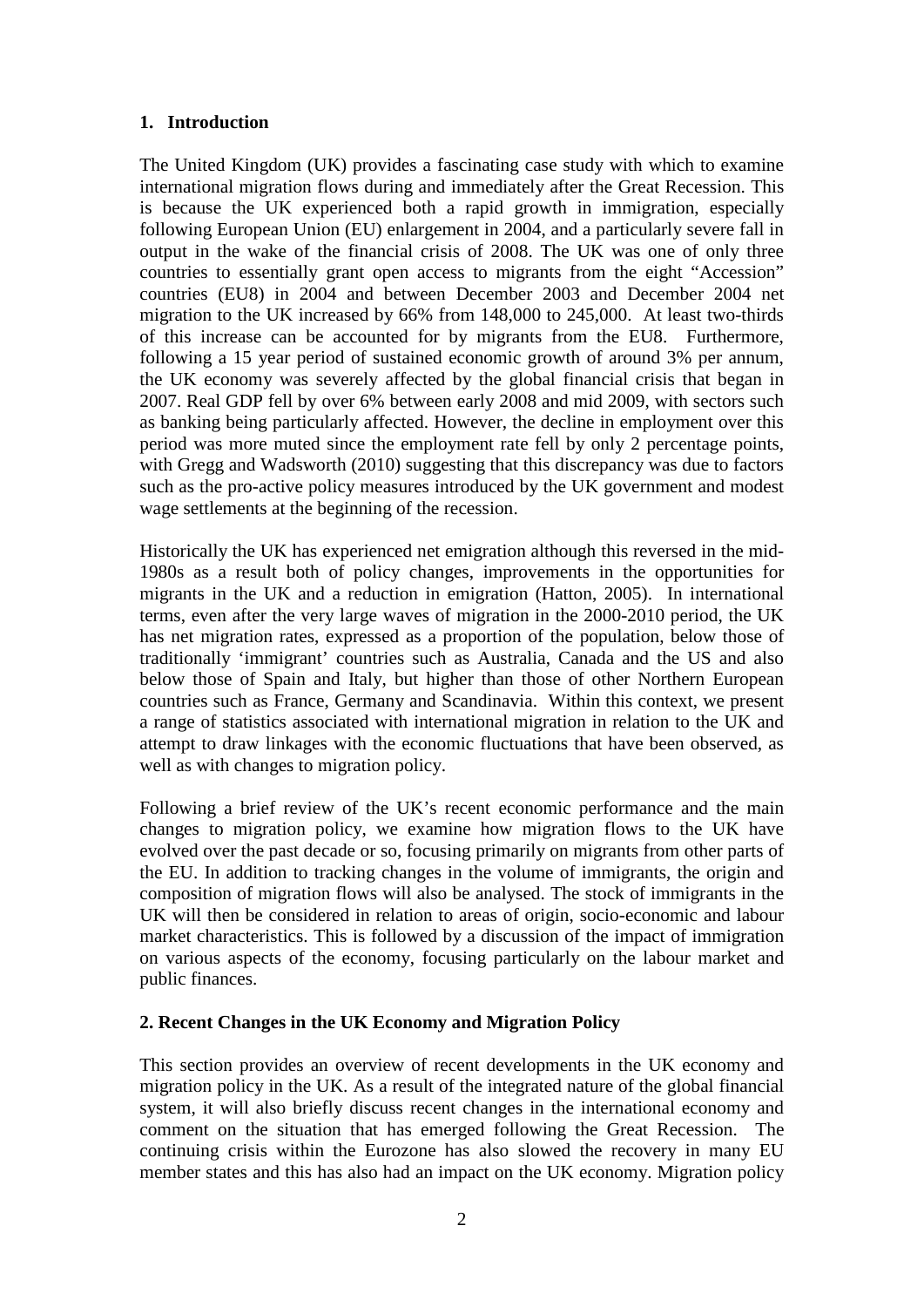## 1. Introduction

The United Kingdom (UK) provides a fascinating case study with which to examine international migration flows during and immediately after the Great Recession. This is because the UK experienced both a rapid growth in immigration, especially following European Union (EU) enlargement in 2004, and a particularly severe fall in output in the wake of the financial crisis of 2008. The UK was one of only three countries to essentially grant open access to migrants from the eight "Accession" countries (EU8) in 2004 and between December 2003 and December 2004 net migration to the UK increased by 66% from 148,000 to 245,000. At least two-thirds of this increase can be accounted for by migrants from the EU8. Furthermore, following a 15 year period of sustained economic growth of around 3% per annum, the UK economy was severely affected by the global financial crisis that began in 2007. Real GDP fell by over 6% between early 2008 and mid 2009, with sectors such as banking being particularly affected. However, the decline in employment over this period was more muted since the employment rate fell by only 2 percentage points, with Gregg and Wadsworth (2010) suggesting that this discrepancy was due to factors such as the pro-active policy measures introduced by the UK government and modest wage settlements at the beginning of the recession.

Historically the UK has experienced net emigration although this reversed in the mid-1980s as a result both of policy changes, improvements in the opportunities for migrants in the UK and a reduction in emigration (Hatton, 2005). In international terms, even after the very large waves of migration in the 2000-2010 period, the UK has net migration rates, expressed as a proportion of the population, below those of traditionally 'immigrant' countries such as Australia, Canada and the US and also below those of Spain and Italy, but higher than those of other Northern European countries such as France, Germany and Scandinavia. Within this context, we present a range of statistics associated with international migration in relation to the UK and attempt to draw linkages with the economic fluctuations that have been observed, as well as with changes to migration policy.

Following a brief review of the UK's recent economic performance and the main changes to migration policy, we examine how migration flows to the UK have evolved over the past decade or so, focusing primarily on migrants from other parts of the EU. In addition to tracking changes in the volume of immigrants, the origin and composition of migration flows will also be analysed. The stock of immigrants in the UK will then be considered in relation to areas of origin, socio-economic and labour market characteristics. This is followed by a discussion of the impact of immigration on various aspects of the economy, focusing particularly on the labour market and public finances.

## 2. Recent Changes in the UK Economy and Migration Policy

This section provides an overview of recent developments in the UK economy and migration policy in the UK. As a result of the integrated nature of the global financial system, it will also briefly discuss recent changes in the international economy and comment on the situation that has emerged following the Great Recession. The continuing crisis within the Eurozone has also slowed the recovery in many EU member states and this has also had an impact on the UK economy. Migration policy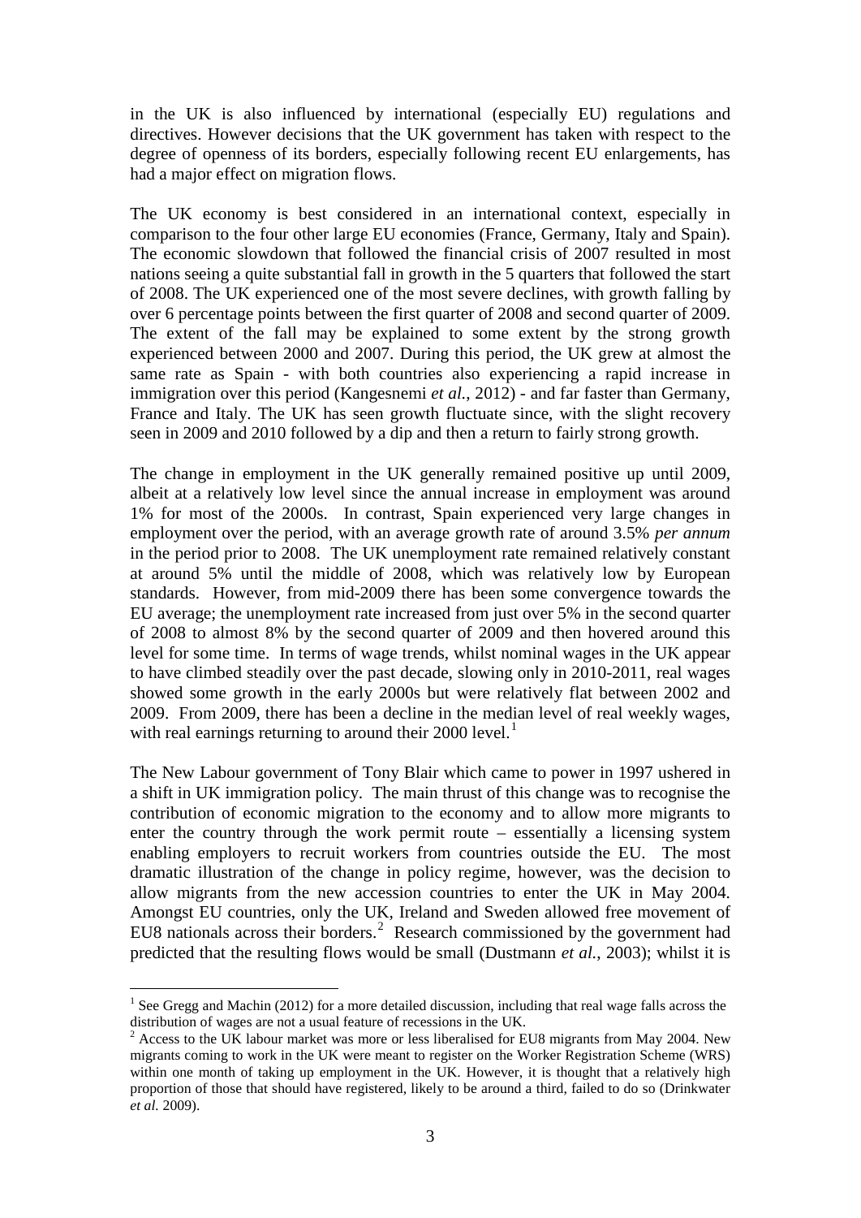in the UK is also influenced by international (especially EU) regulations and directives. However decisions that the UK government has taken with respect to the degree of openness of its borders, especially following recent EU enlargements, has had a major effect on migration flows.

The UK economy is best considered in an international context, especially in comparison to the four other large EU economies (France, Germany, Italy and Spain). The economic slowdown that followed the financial crisis of 2007 resulted in most nations seeing a quite substantial fall in growth in the 5 quarters that followed the start of 2008. The UK experienced one of the most severe declines, with growth falling by over 6 percentage points between the first quarter of 2008 and second quarter of 2009. The extent of the fall may be explained to some extent by the strong growth experienced between 2000 and 2007. During this period, the UK grew at almost the same rate as Spain - with both countries also experiencing a rapid increase in immigration over this period (Kangesnemi *et al.*, 2012) - and far faster than Germany, France and Italy. The UK has seen growth fluctuate since, with the slight recovery seen in 2009 and 2010 followed by a dip and then a return to fairly strong growth.

The change in employment in the UK generally remained positive up until 2009, albeit at a relatively low level since the annual increase in employment was around 1% for most of the 2000s. In contrast, Spain experienced very large changes in employment over the period, with an average growth rate of around 3.5% *per annum* in the period prior to 2008. The UK unemployment rate remained relatively constant at around 5% until the middle of 2008, which was relatively low by European standards. However, from mid-2009 there has been some convergence towards the EU average; the unemployment rate increased from just over 5% in the second quarter of 2008 to almost 8% by the second quarter of 2009 and then hovered around this level for some time. In terms of wage trends, whilst nominal wages in the UK appear to have climbed steadily over the past decade, slowing only in 2010-2011, real wages showed some growth in the early 2000s but were relatively flat between 2002 and 2009. From 2009, there has been a decline in the median level of real weekly wages, with real earnings returning to around their 2000 level.[1]

The New Labour government of Tony Blair which came to power in 1997 ushered in a shift in UK immigration policy. The main thrust of this change was to recognise the contribution of economic migration to the economy and to allow more migrants to enter the country through the work permit route – essentially a licensing system enabling employers to recruit workers from countries outside the EU. The most dramatic illustration of the change in policy regime, however, was the decision to allow migrants from the new accession countries to enter the UK in May 2004. Amongst EU countries, only the UK, Ireland and Sweden allowed free movement of EU8 nationals across their borders.[2] Research commissioned by the government had predicted that the resulting flows would be small (Dustmann *et al.*, 2003); whilst it is

---

[1] See Gregg and Machin (2012) for a more detailed discussion, including that real wage falls across the distribution of wages are not a usual feature of recessions in the UK.

[2] Access to the UK labour market was more or less liberalised for EU8 migrants from May 2004. New migrants coming to work in the UK were meant to register on the Worker Registration Scheme (WRS) within one month of taking up employment in the UK. However, it is thought that a relatively high proportion of those that should have registered, likely to be around a third, failed to do so (Drinkwater *et al.* 2009).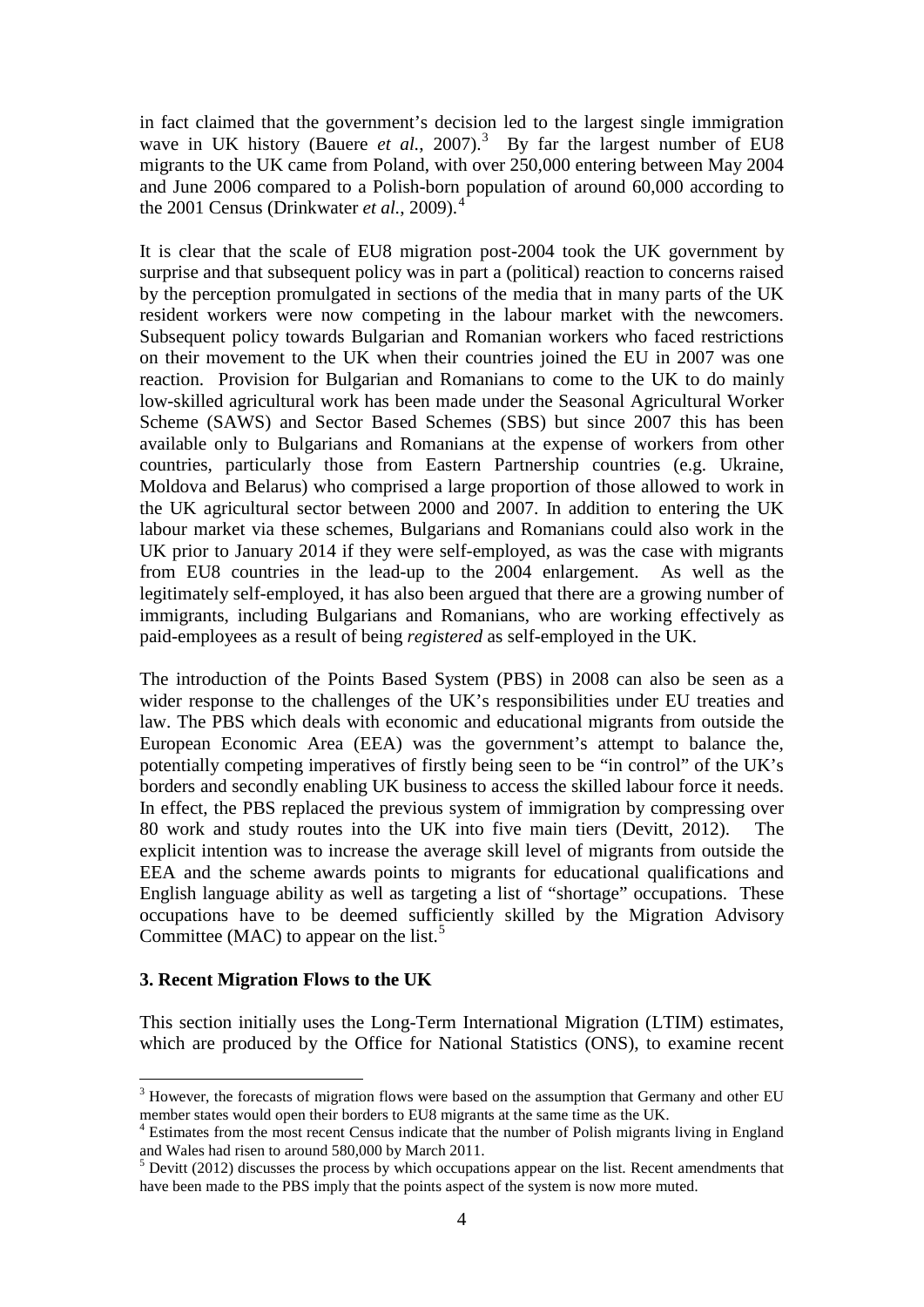in fact claimed that the government's decision led to the largest single immigration wave in UK history (Bauere *et al.*, 2007).[3] By far the largest number of EU8 migrants to the UK came from Poland, with over 250,000 entering between May 2004 and June 2006 compared to a Polish-born population of around 60,000 according to the 2001 Census (Drinkwater *et al.*, 2009).[4]

It is clear that the scale of EU8 migration post-2004 took the UK government by surprise and that subsequent policy was in part a (political) reaction to concerns raised by the perception promulgated in sections of the media that in many parts of the UK resident workers were now competing in the labour market with the newcomers. Subsequent policy towards Bulgarian and Romanian workers who faced restrictions on their movement to the UK when their countries joined the EU in 2007 was one reaction. Provision for Bulgarian and Romanians to come to the UK to do mainly low-skilled agricultural work has been made under the Seasonal Agricultural Worker Scheme (SAWS) and Sector Based Schemes (SBS) but since 2007 this has been available only to Bulgarians and Romanians at the expense of workers from other countries, particularly those from Eastern Partnership countries (e.g. Ukraine, Moldova and Belarus) who comprised a large proportion of those allowed to work in the UK agricultural sector between 2000 and 2007. In addition to entering the UK labour market via these schemes, Bulgarians and Romanians could also work in the UK prior to January 2014 if they were self-employed, as was the case with migrants from EU8 countries in the lead-up to the 2004 enlargement. As well as the legitimately self-employed, it has also been argued that there are a growing number of immigrants, including Bulgarians and Romanians, who are working effectively as paid-employees as a result of being *registered* as self-employed in the UK.

The introduction of the Points Based System (PBS) in 2008 can also be seen as a wider response to the challenges of the UK's responsibilities under EU treaties and law. The PBS which deals with economic and educational migrants from outside the European Economic Area (EEA) was the government's attempt to balance the, potentially competing imperatives of firstly being seen to be "in control" of the UK's borders and secondly enabling UK business to access the skilled labour force it needs. In effect, the PBS replaced the previous system of immigration by compressing over 80 work and study routes into the UK into five main tiers (Devitt, 2012). The explicit intention was to increase the average skill level of migrants from outside the EEA and the scheme awards points to migrants for educational qualifications and English language ability as well as targeting a list of "shortage" occupations. These occupations have to be deemed sufficiently skilled by the Migration Advisory Committee (MAC) to appear on the list.[5]

## 3. Recent Migration Flows to the UK

This section initially uses the Long-Term International Migration (LTIM) estimates, which are produced by the Office for National Statistics (ONS), to examine recent

---

[3] However, the forecasts of migration flows were based on the assumption that Germany and other EU member states would open their borders to EU8 migrants at the same time as the UK.

[4] Estimates from the most recent Census indicate that the number of Polish migrants living in England and Wales had risen to around 580,000 by March 2011.

[5] Devitt (2012) discusses the process by which occupations appear on the list. Recent amendments that have been made to the PBS imply that the points aspect of the system is now more muted.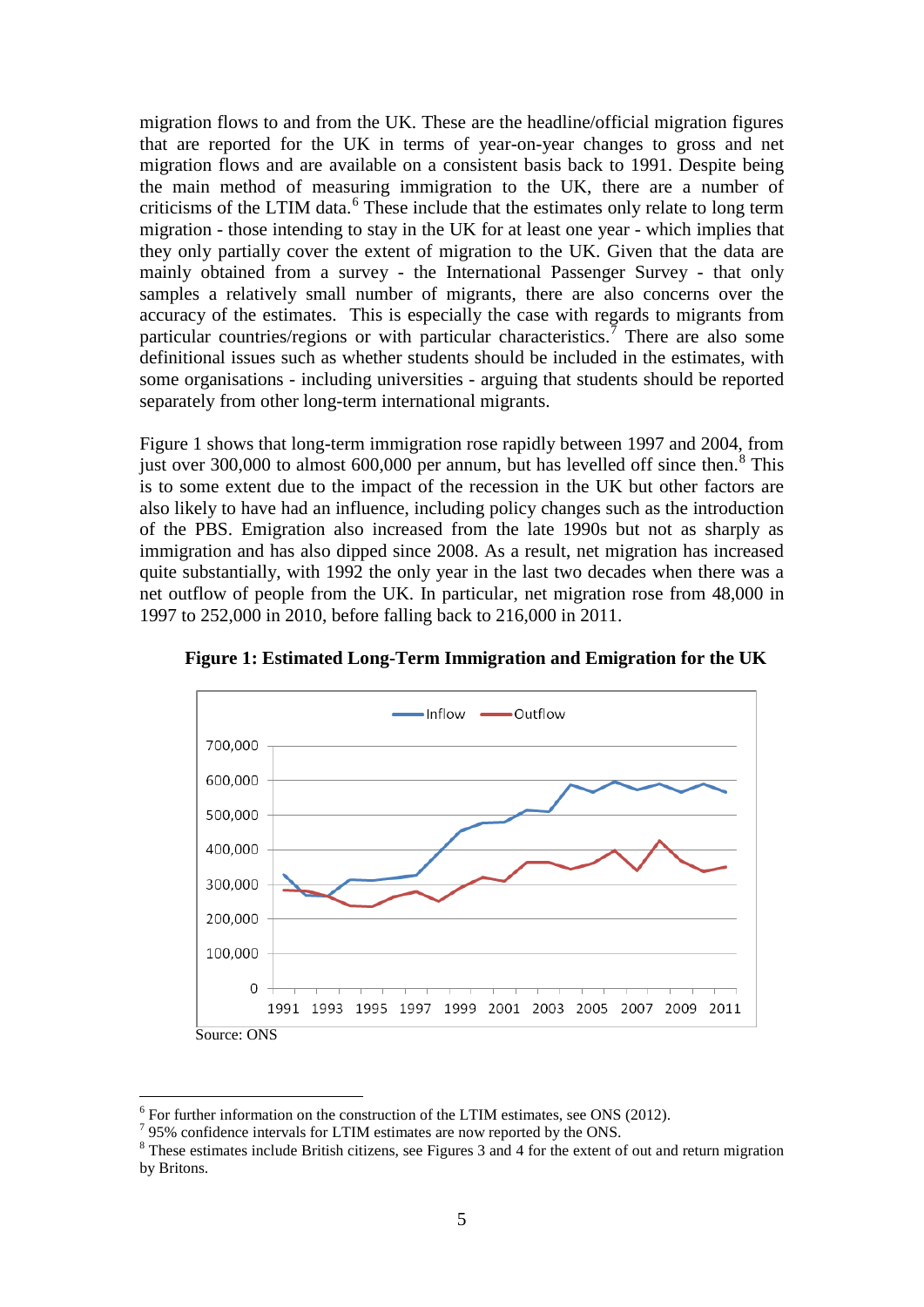migration flows to and from the UK. These are the headline/official migration figures that are reported for the UK in terms of year-on-year changes to gross and net migration flows and are available on a consistent basis back to 1991. Despite being the main method of measuring immigration to the UK, there are a number of criticisms of the LTIM data.[6] These include that the estimates only relate to long term migration - those intending to stay in the UK for at least one year - which implies that they only partially cover the extent of migration to the UK. Given that the data are mainly obtained from a survey - the International Passenger Survey - that only samples a relatively small number of migrants, there are also concerns over the accuracy of the estimates. This is especially the case with regards to migrants from particular countries/regions or with particular characteristics.[7] There are also some definitional issues such as whether students should be included in the estimates, with some organisations - including universities - arguing that students should be reported separately from other long-term international migrants.

Figure 1 shows that long-term immigration rose rapidly between 1997 and 2004, from just over 300,000 to almost 600,000 per annum, but has levelled off since then.[8] This is to some extent due to the impact of the recession in the UK but other factors are also likely to have had an influence, including policy changes such as the introduction of the PBS. Emigration also increased from the late 1990s but not as sharply as immigration and has also dipped since 2008. As a result, net migration has increased quite substantially, with 1992 the only year in the last two decades when there was a net outflow of people from the UK. In particular, net migration rose from 48,000 in 1997 to 252,000 in 2010, before falling back to 216,000 in 2011.

**Figure 1: Estimated Long-Term Immigration and Emigration for the UK**

Source: ONS

[6] For further information on the construction of the LTIM estimates, see ONS (2012).
[7] 95% confidence intervals for LTIM estimates are now reported by the ONS.
[8] These estimates include British citizens, see Figures 3 and 4 for the extent of out and return migration by Britons.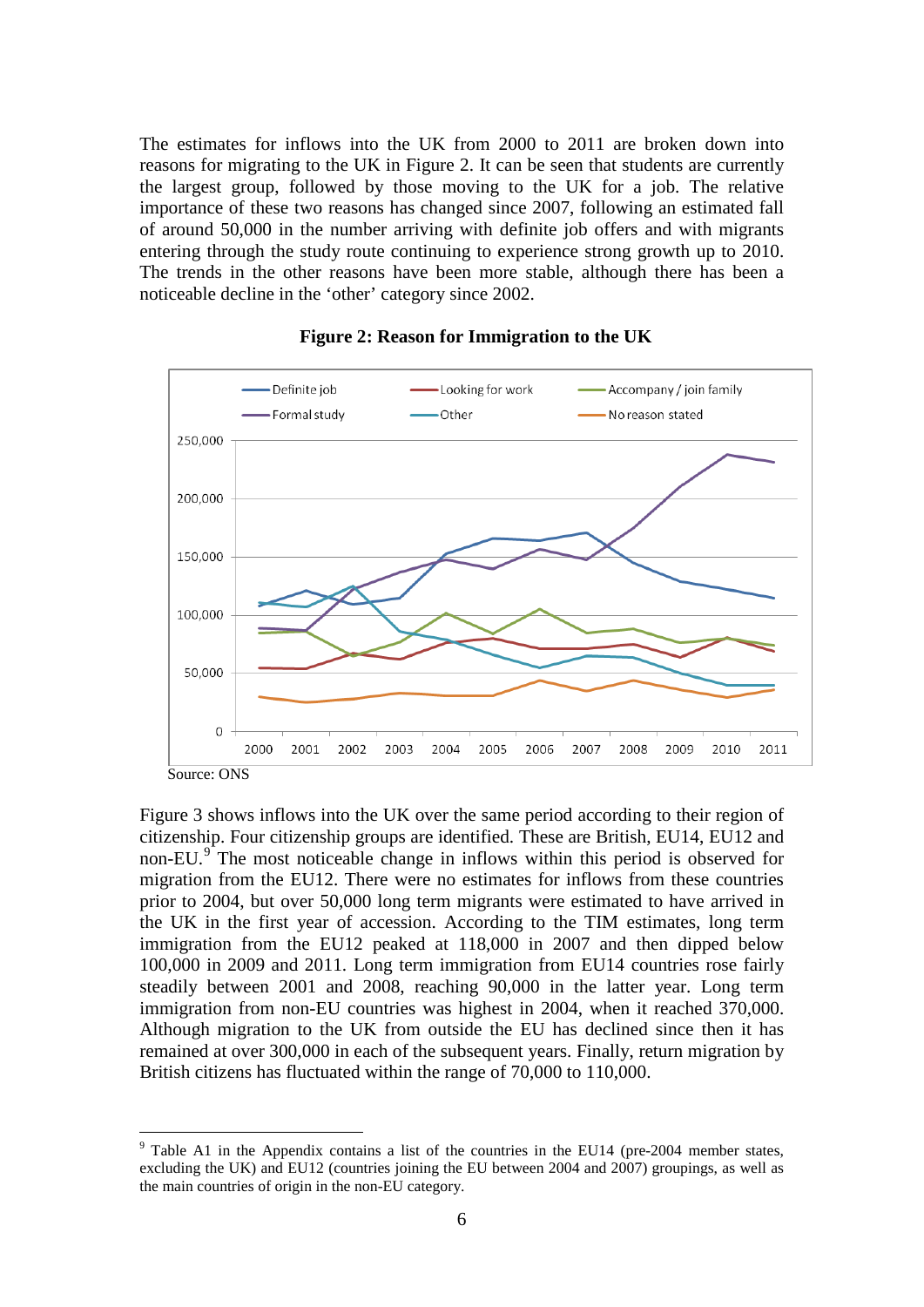The estimates for inflows into the UK from 2000 to 2011 are broken down into reasons for migrating to the UK in Figure 2. It can be seen that students are currently the largest group, followed by those moving to the UK for a job. The relative importance of these two reasons has changed since 2007, following an estimated fall of around 50,000 in the number arriving with definite job offers and with migrants entering through the study route continuing to experience strong growth up to 2010. The trends in the other reasons have been more stable, although there has been a noticeable decline in the 'other' category since 2002.

**Figure 2: Reason for Immigration to the UK**

Source: ONS

Figure 3 shows inflows into the UK over the same period according to their region of citizenship. Four citizenship groups are identified. These are British, EU14, EU12 and non-EU.[9] The most noticeable change in inflows within this period is observed for migration from the EU12. There were no estimates for inflows from these countries prior to 2004, but over 50,000 long term migrants were estimated to have arrived in the UK in the first year of accession. According to the TIM estimates, long term immigration from the EU12 peaked at 118,000 in 2007 and then dipped below 100,000 in 2009 and 2011. Long term immigration from EU14 countries rose fairly steadily between 2001 and 2008, reaching 90,000 in the latter year. Long term immigration from non-EU countries was highest in 2004, when it reached 370,000. Although migration to the UK from outside the EU has declined since then it has remained at over 300,000 in each of the subsequent years. Finally, return migration by British citizens has fluctuated within the range of 70,000 to 110,000.

[9] Table A1 in the Appendix contains a list of the countries in the EU14 (pre-2004 member states, excluding the UK) and EU12 (countries joining the EU between 2004 and 2007) groupings, as well as the main countries of origin in the non-EU category.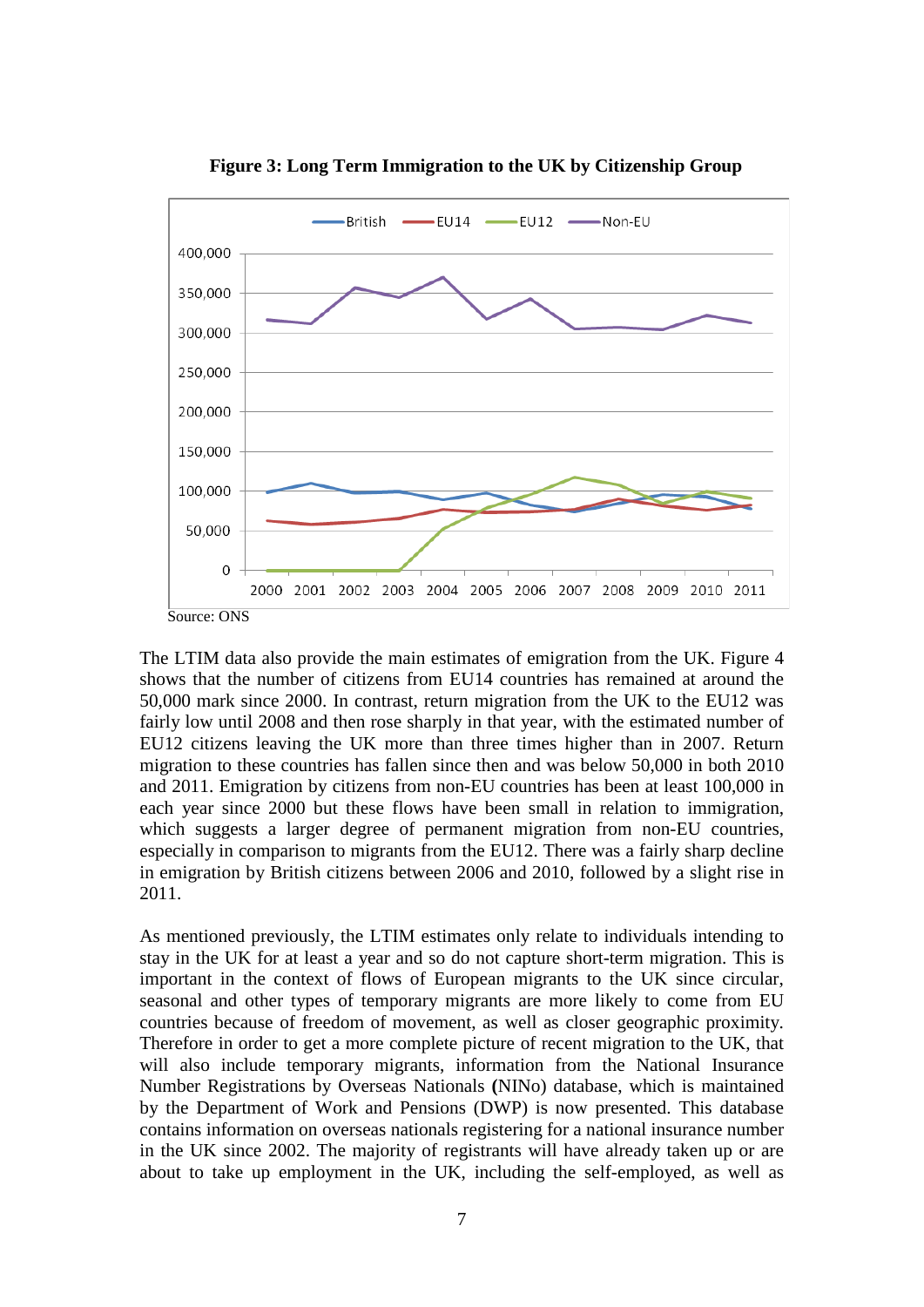**Figure 3: Long Term Immigration to the UK by Citizenship Group**

Source: ONS

The LTIM data also provide the main estimates of emigration from the UK. Figure 4 shows that the number of citizens from EU14 countries has remained at around the 50,000 mark since 2000. In contrast, return migration from the UK to the EU12 was fairly low until 2008 and then rose sharply in that year, with the estimated number of EU12 citizens leaving the UK more than three times higher than in 2007. Return migration to these countries has fallen since then and was below 50,000 in both 2010 and 2011. Emigration by citizens from non-EU countries has been at least 100,000 in each year since 2000 but these flows have been small in relation to immigration, which suggests a larger degree of permanent migration from non-EU countries, especially in comparison to migrants from the EU12. There was a fairly sharp decline in emigration by British citizens between 2006 and 2010, followed by a slight rise in 2011.

As mentioned previously, the LTIM estimates only relate to individuals intending to stay in the UK for at least a year and so do not capture short-term migration. This is important in the context of flows of European migrants to the UK since circular, seasonal and other types of temporary migrants are more likely to come from EU countries because of freedom of movement, as well as closer geographic proximity. Therefore in order to get a more complete picture of recent migration to the UK, that will also include temporary migrants, information from the National Insurance Number Registrations by Overseas Nationals **(**NINo) database, which is maintained by the Department of Work and Pensions (DWP) is now presented. This database contains information on overseas nationals registering for a national insurance number in the UK since 2002. The majority of registrants will have already taken up or are about to take up employment in the UK, including the self-employed, as well as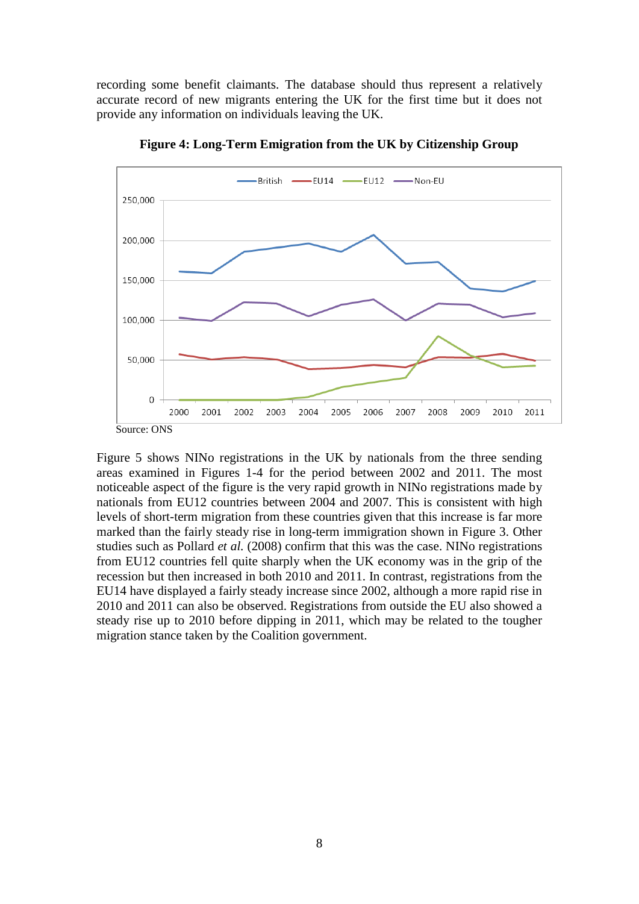recording some benefit claimants. The database should thus represent a relatively accurate record of new migrants entering the UK for the first time but it does not provide any information on individuals leaving the UK.

**Figure 4: Long-Term Emigration from the UK by Citizenship Group**

Source: ONS

Figure 5 shows NINo registrations in the UK by nationals from the three sending areas examined in Figures 1-4 for the period between 2002 and 2011. The most noticeable aspect of the figure is the very rapid growth in NINo registrations made by nationals from EU12 countries between 2004 and 2007. This is consistent with high levels of short-term migration from these countries given that this increase is far more marked than the fairly steady rise in long-term immigration shown in Figure 3. Other studies such as Pollard *et al.* (2008) confirm that this was the case. NINo registrations from EU12 countries fell quite sharply when the UK economy was in the grip of the recession but then increased in both 2010 and 2011. In contrast, registrations from the EU14 have displayed a fairly steady increase since 2002, although a more rapid rise in 2010 and 2011 can also be observed. Registrations from outside the EU also showed a steady rise up to 2010 before dipping in 2011, which may be related to the tougher migration stance taken by the Coalition government.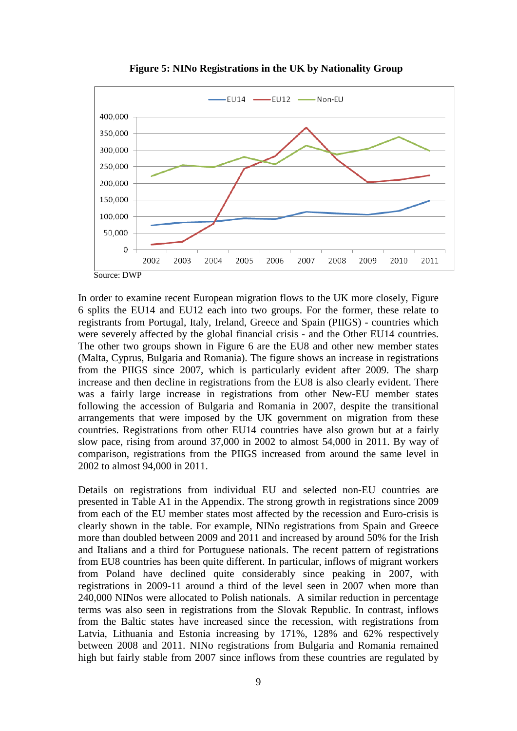**Figure 5: NINo Registrations in the UK by Nationality Group**

Source: DWP

In order to examine recent European migration flows to the UK more closely, Figure 6 splits the EU14 and EU12 each into two groups. For the former, these relate to registrants from Portugal, Italy, Ireland, Greece and Spain (PIIGS) - countries which were severely affected by the global financial crisis - and the Other EU14 countries. The other two groups shown in Figure 6 are the EU8 and other new member states (Malta, Cyprus, Bulgaria and Romania). The figure shows an increase in registrations from the PIIGS since 2007, which is particularly evident after 2009. The sharp increase and then decline in registrations from the EU8 is also clearly evident. There was a fairly large increase in registrations from other New-EU member states following the accession of Bulgaria and Romania in 2007, despite the transitional arrangements that were imposed by the UK government on migration from these countries. Registrations from other EU14 countries have also grown but at a fairly slow pace, rising from around 37,000 in 2002 to almost 54,000 in 2011. By way of comparison, registrations from the PIIGS increased from around the same level in 2002 to almost 94,000 in 2011.

Details on registrations from individual EU and selected non-EU countries are presented in Table A1 in the Appendix. The strong growth in registrations since 2009 from each of the EU member states most affected by the recession and Euro-crisis is clearly shown in the table. For example, NINo registrations from Spain and Greece more than doubled between 2009 and 2011 and increased by around 50% for the Irish and Italians and a third for Portuguese nationals. The recent pattern of registrations from EU8 countries has been quite different. In particular, inflows of migrant workers from Poland have declined quite considerably since peaking in 2007, with registrations in 2009-11 around a third of the level seen in 2007 when more than 240,000 NINos were allocated to Polish nationals. A similar reduction in percentage terms was also seen in registrations from the Slovak Republic. In contrast, inflows from the Baltic states have increased since the recession, with registrations from Latvia, Lithuania and Estonia increasing by 171%, 128% and 62% respectively between 2008 and 2011. NINo registrations from Bulgaria and Romania remained high but fairly stable from 2007 since inflows from these countries are regulated by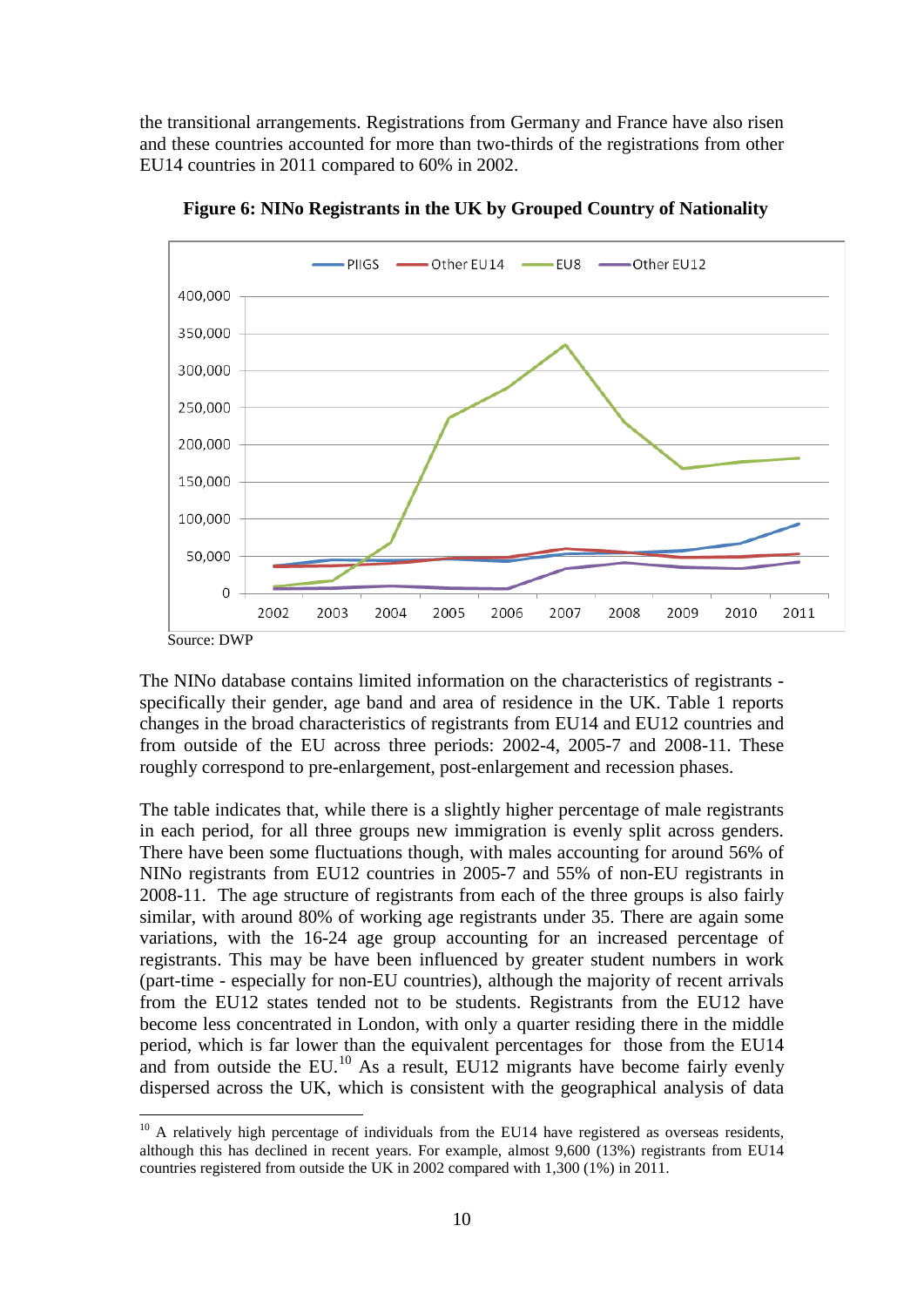the transitional arrangements. Registrations from Germany and France have also risen and these countries accounted for more than two-thirds of the registrations from other EU14 countries in 2011 compared to 60% in 2002.

**Figure 6: NINo Registrants in the UK by Grouped Country of Nationality**

Source: DWP

The NINo database contains limited information on the characteristics of registrants - specifically their gender, age band and area of residence in the UK. Table 1 reports changes in the broad characteristics of registrants from EU14 and EU12 countries and from outside of the EU across three periods: 2002-4, 2005-7 and 2008-11. These roughly correspond to pre-enlargement, post-enlargement and recession phases.

The table indicates that, while there is a slightly higher percentage of male registrants in each period, for all three groups new immigration is evenly split across genders. There have been some fluctuations though, with males accounting for around 56% of NINo registrants from EU12 countries in 2005-7 and 55% of non-EU registrants in 2008-11. The age structure of registrants from each of the three groups is also fairly similar, with around 80% of working age registrants under 35. There are again some variations, with the 16-24 age group accounting for an increased percentage of registrants. This may be have been influenced by greater student numbers in work (part-time - especially for non-EU countries), although the majority of recent arrivals from the EU12 states tended not to be students. Registrants from the EU12 have become less concentrated in London, with only a quarter residing there in the middle period, which is far lower than the equivalent percentages for those from the EU14 and from outside the EU.[10] As a result, EU12 migrants have become fairly evenly dispersed across the UK, which is consistent with the geographical analysis of data

[10] A relatively high percentage of individuals from the EU14 have registered as overseas residents, although this has declined in recent years. For example, almost 9,600 (13%) registrants from EU14 countries registered from outside the UK in 2002 compared with 1,300 (1%) in 2011.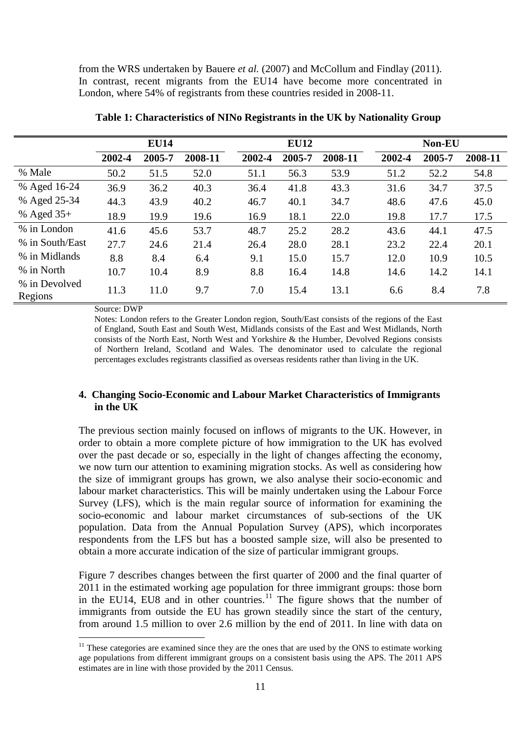from the WRS undertaken by Bauere *et al.* (2007) and McCollum and Findlay (2011). In contrast, recent migrants from the EU14 have become more concentrated in London, where 54% of registrants from these countries resided in 2008-11.

**Table 1: Characteristics of NINo Registrants in the UK by Nationality Group**

| | EU14 | | | EU12 | | | Non-EU | | |
|---|---|---|---|---|---|---|---|---|---|
| | 2002-4 | 2005-7 | 2008-11 | 2002-4 | 2005-7 | 2008-11 | 2002-4 | 2005-7 | 2008-11 |
| % Male | 50.2 | 51.5 | 52.0 | 51.1 | 56.3 | 53.9 | 51.2 | 52.2 | 54.8 |
| % Aged 16-24 | 36.9 | 36.2 | 40.3 | 36.4 | 41.8 | 43.3 | 31.6 | 34.7 | 37.5 |
| % Aged 25-34 | 44.3 | 43.9 | 40.2 | 46.7 | 40.1 | 34.7 | 48.6 | 47.6 | 45.0 |
| % Aged 35+ | 18.9 | 19.9 | 19.6 | 16.9 | 18.1 | 22.0 | 19.8 | 17.7 | 17.5 |
| % in London | 41.6 | 45.6 | 53.7 | 48.7 | 25.2 | 28.2 | 43.6 | 44.1 | 47.5 |
| % in South/East | 27.7 | 24.6 | 21.4 | 26.4 | 28.0 | 28.1 | 23.2 | 22.4 | 20.1 |
| % in Midlands | 8.8 | 8.4 | 6.4 | 9.1 | 15.0 | 15.7 | 12.0 | 10.9 | 10.5 |
| % in North | 10.7 | 10.4 | 8.9 | 8.8 | 16.4 | 14.8 | 14.6 | 14.2 | 14.1 |
| % in Devolved Regions | 11.3 | 11.0 | 9.7 | 7.0 | 15.4 | 13.1 | 6.6 | 8.4 | 7.8 |

Source: DWP

Notes: London refers to the Greater London region, South/East consists of the regions of the East of England, South East and South West, Midlands consists of the East and West Midlands, North consists of the North East, North West and Yorkshire & the Humber, Devolved Regions consists of Northern Ireland, Scotland and Wales. The denominator used to calculate the regional percentages excludes registrants classified as overseas residents rather than living in the UK.

## 4. Changing Socio-Economic and Labour Market Characteristics of Immigrants in the UK

The previous section mainly focused on inflows of migrants to the UK. However, in order to obtain a more complete picture of how immigration to the UK has evolved over the past decade or so, especially in the light of changes affecting the economy, we now turn our attention to examining migration stocks. As well as considering how the size of immigrant groups has grown, we also analyse their socio-economic and labour market characteristics. This will be mainly undertaken using the Labour Force Survey (LFS), which is the main regular source of information for examining the socio-economic and labour market circumstances of sub-sections of the UK population. Data from the Annual Population Survey (APS), which incorporates respondents from the LFS but has a boosted sample size, will also be presented to obtain a more accurate indication of the size of particular immigrant groups.

Figure 7 describes changes between the first quarter of 2000 and the final quarter of 2011 in the estimated working age population for three immigrant groups: those born in the EU14, EU8 and in other countries.[11] The figure shows that the number of immigrants from outside the EU has grown steadily since the start of the century, from around 1.5 million to over 2.6 million by the end of 2011. In line with data on

[11] These categories are examined since they are the ones that are used by the ONS to estimate working age populations from different immigrant groups on a consistent basis using the APS. The 2011 APS estimates are in line with those provided by the 2011 Census.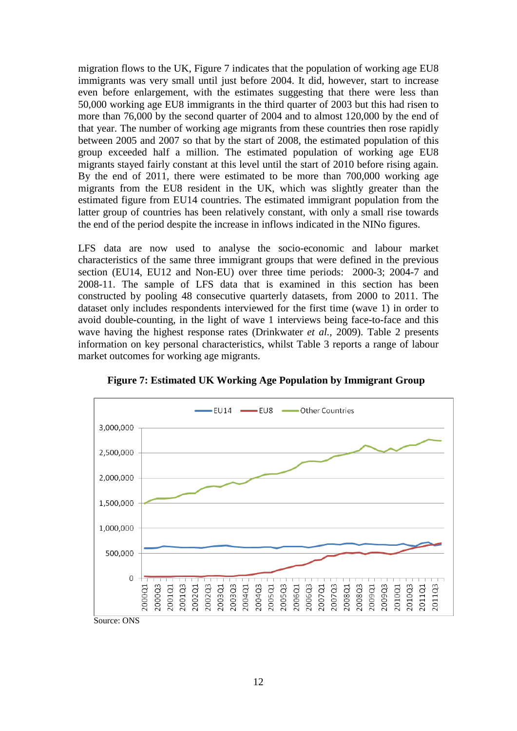migration flows to the UK, Figure 7 indicates that the population of working age EU8 immigrants was very small until just before 2004. It did, however, start to increase even before enlargement, with the estimates suggesting that there were less than 50,000 working age EU8 immigrants in the third quarter of 2003 but this had risen to more than 76,000 by the second quarter of 2004 and to almost 120,000 by the end of that year. The number of working age migrants from these countries then rose rapidly between 2005 and 2007 so that by the start of 2008, the estimated population of this group exceeded half a million. The estimated population of working age EU8 migrants stayed fairly constant at this level until the start of 2010 before rising again. By the end of 2011, there were estimated to be more than 700,000 working age migrants from the EU8 resident in the UK, which was slightly greater than the estimated figure from EU14 countries. The estimated immigrant population from the latter group of countries has been relatively constant, with only a small rise towards the end of the period despite the increase in inflows indicated in the NINo figures.

LFS data are now used to analyse the socio-economic and labour market characteristics of the same three immigrant groups that were defined in the previous section (EU14, EU12 and Non-EU) over three time periods: 2000-3; 2004-7 and 2008-11. The sample of LFS data that is examined in this section has been constructed by pooling 48 consecutive quarterly datasets, from 2000 to 2011. The dataset only includes respondents interviewed for the first time (wave 1) in order to avoid double-counting, in the light of wave 1 interviews being face-to-face and this wave having the highest response rates (Drinkwater *et al.*, 2009). Table 2 presents information on key personal characteristics, whilst Table 3 reports a range of labour market outcomes for working age migrants.

**Figure 7: Estimated UK Working Age Population by Immigrant Group**

Source: ONS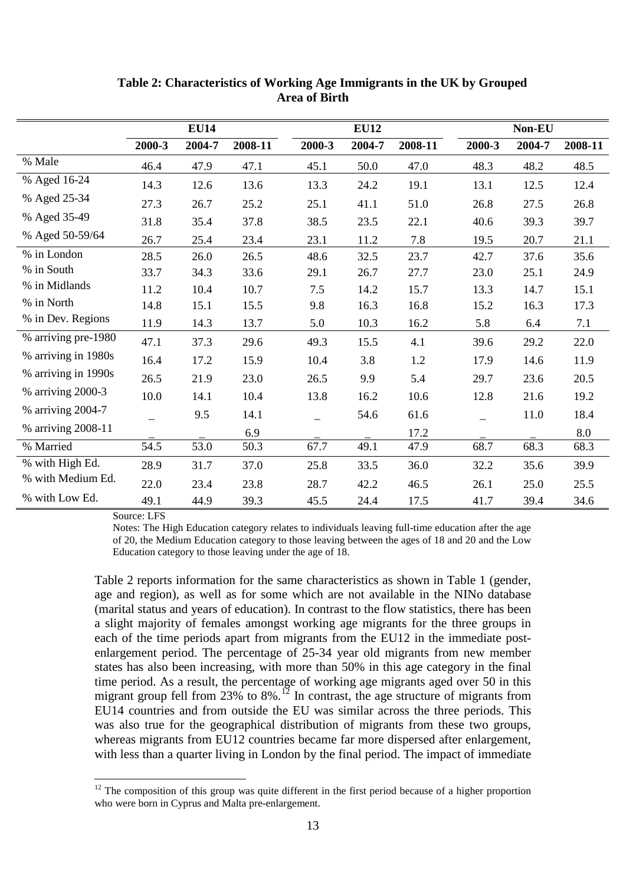**Table 2: Characteristics of Working Age Immigrants in the UK by Grouped Area of Birth**

| | EU14 | | | EU12 | | | Non-EU | | |
|---|---|---|---|---|---|---|---|---|---|
| | 2000-3 | 2004-7 | 2008-11 | 2000-3 | 2004-7 | 2008-11 | 2000-3 | 2004-7 | 2008-11 |
| % Male | 46.4 | 47.9 | 47.1 | 45.1 | 50.0 | 47.0 | 48.3 | 48.2 | 48.5 |
| % Aged 16-24 | 14.3 | 12.6 | 13.6 | 13.3 | 24.2 | 19.1 | 13.1 | 12.5 | 12.4 |
| % Aged 25-34 | 27.3 | 26.7 | 25.2 | 25.1 | 41.1 | 51.0 | 26.8 | 27.5 | 26.8 |
| % Aged 35-49 | 31.8 | 35.4 | 37.8 | 38.5 | 23.5 | 22.1 | 40.6 | 39.3 | 39.7 |
| % Aged 50-59/64 | 26.7 | 25.4 | 23.4 | 23.1 | 11.2 | 7.8 | 19.5 | 20.7 | 21.1 |
| % in London | 28.5 | 26.0 | 26.5 | 48.6 | 32.5 | 23.7 | 42.7 | 37.6 | 35.6 |
| % in South | 33.7 | 34.3 | 33.6 | 29.1 | 26.7 | 27.7 | 23.0 | 25.1 | 24.9 |
| % in Midlands | 11.2 | 10.4 | 10.7 | 7.5 | 14.2 | 15.7 | 13.3 | 14.7 | 15.1 |
| % in North | 14.8 | 15.1 | 15.5 | 9.8 | 16.3 | 16.8 | 15.2 | 16.3 | 17.3 |
| % in Dev. Regions | 11.9 | 14.3 | 13.7 | 5.0 | 10.3 | 16.2 | 5.8 | 6.4 | 7.1 |
| % arriving pre-1980 | 47.1 | 37.3 | 29.6 | 49.3 | 15.5 | 4.1 | 39.6 | 29.2 | 22.0 |
| % arriving in 1980s | 16.4 | 17.2 | 15.9 | 10.4 | 3.8 | 1.2 | 17.9 | 14.6 | 11.9 |
| % arriving in 1990s | 26.5 | 21.9 | 23.0 | 26.5 | 9.9 | 5.4 | 29.7 | 23.6 | 20.5 |
| % arriving 2000-3 | 10.0 | 14.1 | 10.4 | 13.8 | 16.2 | 10.6 | 12.8 | 21.6 | 19.2 |
| % arriving 2004-7 | _ | 9.5 | 14.1 | _ | 54.6 | 61.6 | _ | 11.0 | 18.4 |
| % arriving 2008-11 | _ | _ | 6.9 | _ | _ | 17.2 | _ | _ | 8.0 |
| % Married | 54.5 | 53.0 | 50.3 | 67.7 | 49.1 | 47.9 | 68.7 | 68.3 | 68.3 |
| % with High Ed. | 28.9 | 31.7 | 37.0 | 25.8 | 33.5 | 36.0 | 32.2 | 35.6 | 39.9 |
| % with Medium Ed. | 22.0 | 23.4 | 23.8 | 28.7 | 42.2 | 46.5 | 26.1 | 25.0 | 25.5 |
| % with Low Ed. | 49.1 | 44.9 | 39.3 | 45.5 | 24.4 | 17.5 | 41.7 | 39.4 | 34.6 |

Source: LFS

Notes: The High Education category relates to individuals leaving full-time education after the age of 20, the Medium Education category to those leaving between the ages of 18 and 20 and the Low Education category to those leaving under the age of 18.

Table 2 reports information for the same characteristics as shown in Table 1 (gender, age and region), as well as for some which are not available in the NINo database (marital status and years of education). In contrast to the flow statistics, there has been a slight majority of females amongst working age migrants for the three groups in each of the time periods apart from migrants from the EU12 in the immediate post-enlargement period. The percentage of 25-34 year old migrants from new member states has also been increasing, with more than 50% in this age category in the final time period. As a result, the percentage of working age migrants aged over 50 in this migrant group fell from 23% to 8%.[12] In contrast, the age structure of migrants from EU14 countries and from outside the EU was similar across the three periods. This was also true for the geographical distribution of migrants from these two groups, whereas migrants from EU12 countries became far more dispersed after enlargement, with less than a quarter living in London by the final period. The impact of immediate

[12] The composition of this group was quite different in the first period because of a higher proportion who were born in Cyprus and Malta pre-enlargement.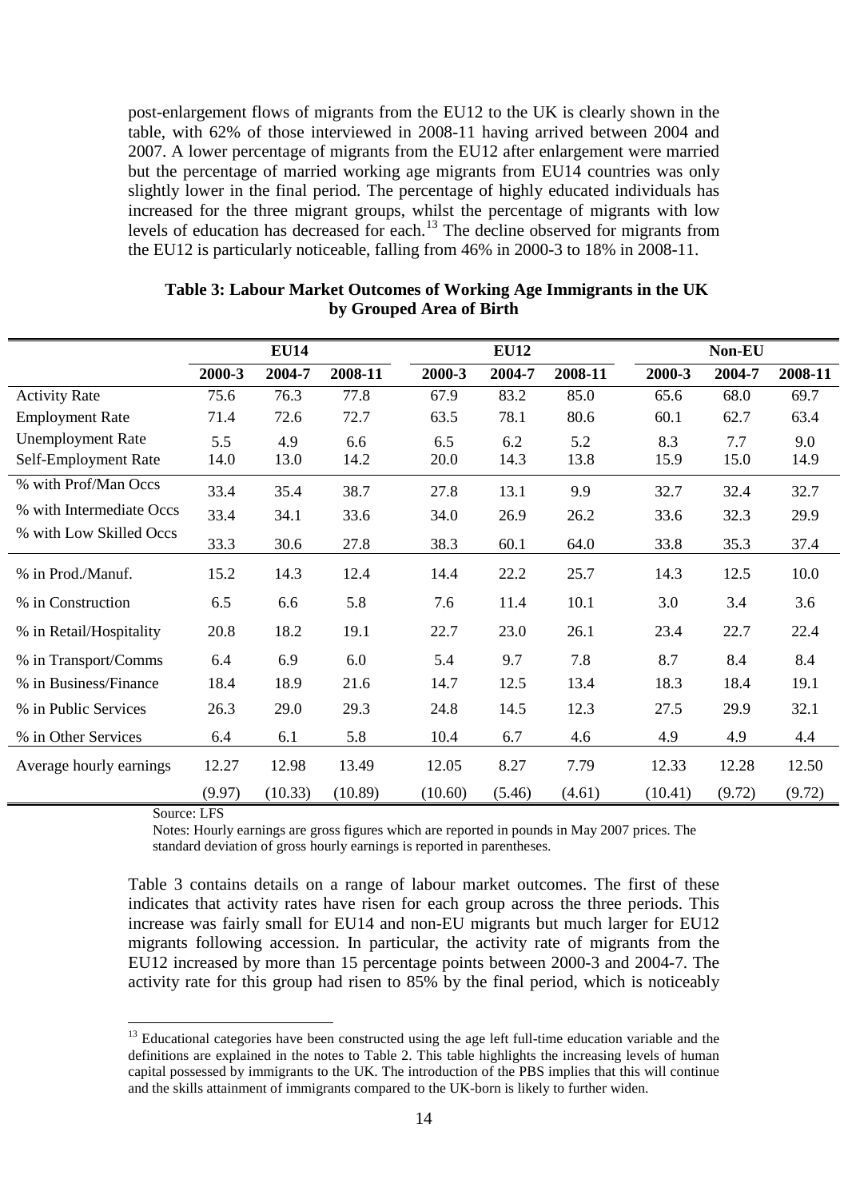post-enlargement flows of migrants from the EU12 to the UK is clearly shown in the table, with 62% of those interviewed in 2008-11 having arrived between 2004 and 2007. A lower percentage of migrants from the EU12 after enlargement were married but the percentage of married working age migrants from EU14 countries was only slightly lower in the final period. The percentage of highly educated individuals has increased for the three migrant groups, whilst the percentage of migrants with low levels of education has decreased for each.[13] The decline observed for migrants from the EU12 is particularly noticeable, falling from 46% in 2000-3 to 18% in 2008-11.

**Table 3: Labour Market Outcomes of Working Age Immigrants in the UK by Grouped Area of Birth**

| | EU14 | | | EU12 | | | Non-EU | | |
|---|---|---|---|---|---|---|---|---|---|
| | 2000-3 | 2004-7 | 2008-11 | 2000-3 | 2004-7 | 2008-11 | 2000-3 | 2004-7 | 2008-11 |
| Activity Rate | 75.6 | 76.3 | 77.8 | 67.9 | 83.2 | 85.0 | 65.6 | 68.0 | 69.7 |
| Employment Rate | 71.4 | 72.6 | 72.7 | 63.5 | 78.1 | 80.6 | 60.1 | 62.7 | 63.4 |
| Unemployment Rate | 5.5 | 4.9 | 6.6 | 6.5 | 6.2 | 5.2 | 8.3 | 7.7 | 9.0 |
| Self-Employment Rate | 14.0 | 13.0 | 14.2 | 20.0 | 14.3 | 13.8 | 15.9 | 15.0 | 14.9 |
| % with Prof/Man Occs | 33.4 | 35.4 | 38.7 | 27.8 | 13.1 | 9.9 | 32.7 | 32.4 | 32.7 |
| % with Intermediate Occs | 33.4 | 34.1 | 33.6 | 34.0 | 26.9 | 26.2 | 33.6 | 32.3 | 29.9 |
| % with Low Skilled Occs | 33.3 | 30.6 | 27.8 | 38.3 | 60.1 | 64.0 | 33.8 | 35.3 | 37.4 |
| % in Prod./Manuf. | 15.2 | 14.3 | 12.4 | 14.4 | 22.2 | 25.7 | 14.3 | 12.5 | 10.0 |
| % in Construction | 6.5 | 6.6 | 5.8 | 7.6 | 11.4 | 10.1 | 3.0 | 3.4 | 3.6 |
| % in Retail/Hospitality | 20.8 | 18.2 | 19.1 | 22.7 | 23.0 | 26.1 | 23.4 | 22.7 | 22.4 |
| % in Transport/Comms | 6.4 | 6.9 | 6.0 | 5.4 | 9.7 | 7.8 | 8.7 | 8.4 | 8.4 |
| % in Business/Finance | 18.4 | 18.9 | 21.6 | 14.7 | 12.5 | 13.4 | 18.3 | 18.4 | 19.1 |
| % in Public Services | 26.3 | 29.0 | 29.3 | 24.8 | 14.5 | 12.3 | 27.5 | 29.9 | 32.1 |
| % in Other Services | 6.4 | 6.1 | 5.8 | 10.4 | 6.7 | 4.6 | 4.9 | 4.9 | 4.4 |
| Average hourly earnings | 12.27 | 12.98 | 13.49 | 12.05 | 8.27 | 7.79 | 12.33 | 12.28 | 12.50 |
| | (9.97) | (10.33) | (10.89) | (10.60) | (5.46) | (4.61) | (10.41) | (9.72) | (9.72) |

Source: LFS

Notes: Hourly earnings are gross figures which are reported in pounds in May 2007 prices. The standard deviation of gross hourly earnings is reported in parentheses.

Table 3 contains details on a range of labour market outcomes. The first of these indicates that activity rates have risen for each group across the three periods. This increase was fairly small for EU14 and non-EU migrants but much larger for EU12 migrants following accession. In particular, the activity rate of migrants from the EU12 increased by more than 15 percentage points between 2000-3 and 2004-7. The activity rate for this group had risen to 85% by the final period, which is noticeably

[13] Educational categories have been constructed using the age left full-time education variable and the definitions are explained in the notes to Table 2. This table highlights the increasing levels of human capital possessed by immigrants to the UK. The introduction of the PBS implies that this will continue and the skills attainment of immigrants compared to the UK-born is likely to further widen.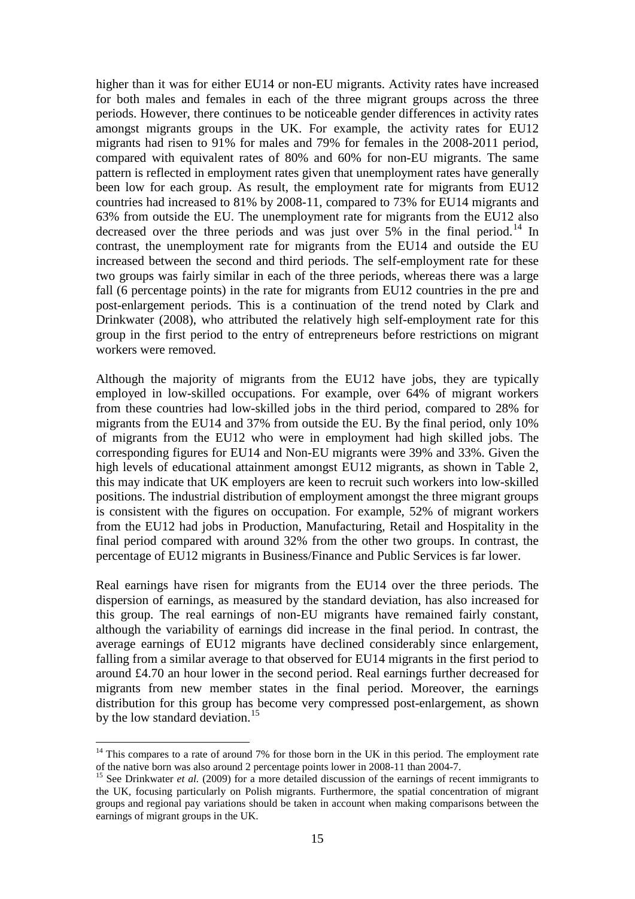higher than it was for either EU14 or non-EU migrants. Activity rates have increased for both males and females in each of the three migrant groups across the three periods. However, there continues to be noticeable gender differences in activity rates amongst migrants groups in the UK. For example, the activity rates for EU12 migrants had risen to 91% for males and 79% for females in the 2008-2011 period, compared with equivalent rates of 80% and 60% for non-EU migrants. The same pattern is reflected in employment rates given that unemployment rates have generally been low for each group. As result, the employment rate for migrants from EU12 countries had increased to 81% by 2008-11, compared to 73% for EU14 migrants and 63% from outside the EU. The unemployment rate for migrants from the EU12 also decreased over the three periods and was just over 5% in the final period.[14] In contrast, the unemployment rate for migrants from the EU14 and outside the EU increased between the second and third periods. The self-employment rate for these two groups was fairly similar in each of the three periods, whereas there was a large fall (6 percentage points) in the rate for migrants from EU12 countries in the pre and post-enlargement periods. This is a continuation of the trend noted by Clark and Drinkwater (2008), who attributed the relatively high self-employment rate for this group in the first period to the entry of entrepreneurs before restrictions on migrant workers were removed.

Although the majority of migrants from the EU12 have jobs, they are typically employed in low-skilled occupations. For example, over 64% of migrant workers from these countries had low-skilled jobs in the third period, compared to 28% for migrants from the EU14 and 37% from outside the EU. By the final period, only 10% of migrants from the EU12 who were in employment had high skilled jobs. The corresponding figures for EU14 and Non-EU migrants were 39% and 33%. Given the high levels of educational attainment amongst EU12 migrants, as shown in Table 2, this may indicate that UK employers are keen to recruit such workers into low-skilled positions. The industrial distribution of employment amongst the three migrant groups is consistent with the figures on occupation. For example, 52% of migrant workers from the EU12 had jobs in Production, Manufacturing, Retail and Hospitality in the final period compared with around 32% from the other two groups. In contrast, the percentage of EU12 migrants in Business/Finance and Public Services is far lower.

Real earnings have risen for migrants from the EU14 over the three periods. The dispersion of earnings, as measured by the standard deviation, has also increased for this group. The real earnings of non-EU migrants have remained fairly constant, although the variability of earnings did increase in the final period. In contrast, the average earnings of EU12 migrants have declined considerably since enlargement, falling from a similar average to that observed for EU14 migrants in the first period to around £4.70 an hour lower in the second period. Real earnings further decreased for migrants from new member states in the final period. Moreover, the earnings distribution for this group has become very compressed post-enlargement, as shown by the low standard deviation.[15]

[14] This compares to a rate of around 7% for those born in the UK in this period. The employment rate of the native born was also around 2 percentage points lower in 2008-11 than 2004-7.

[15] See Drinkwater *et al.* (2009) for a more detailed discussion of the earnings of recent immigrants to the UK, focusing particularly on Polish migrants. Furthermore, the spatial concentration of migrant groups and regional pay variations should be taken in account when making comparisons between the earnings of migrant groups in the UK.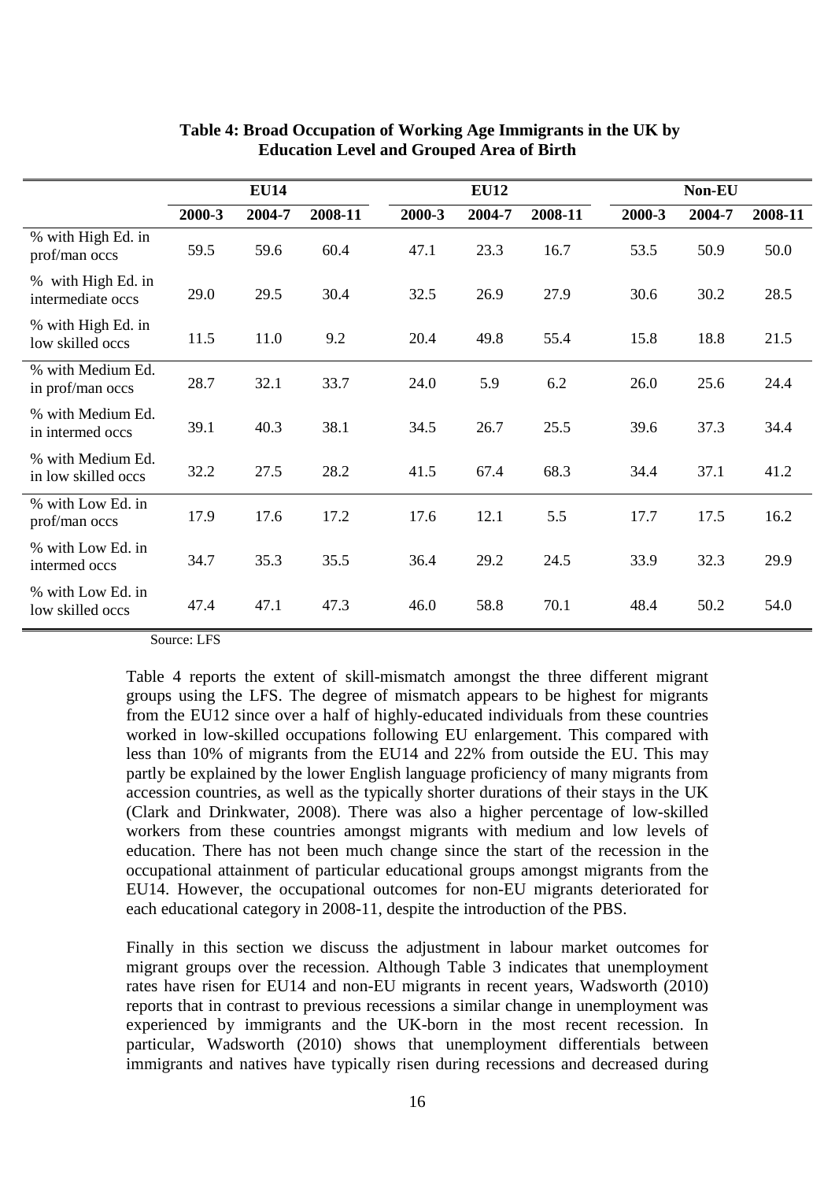**Table 4: Broad Occupation of Working Age Immigrants in the UK by Education Level and Grouped Area of Birth**

| | EU14 | | | EU12 | | | Non-EU | | |
|---|---|---|---|---|---|---|---|---|---|
| | 2000-3 | 2004-7 | 2008-11 | 2000-3 | 2004-7 | 2008-11 | 2000-3 | 2004-7 | 2008-11 |
| % with High Ed. in prof/man occs | 59.5 | 59.6 | 60.4 | 47.1 | 23.3 | 16.7 | 53.5 | 50.9 | 50.0 |
| % with High Ed. in intermediate occs | 29.0 | 29.5 | 30.4 | 32.5 | 26.9 | 27.9 | 30.6 | 30.2 | 28.5 |
| % with High Ed. in low skilled occs | 11.5 | 11.0 | 9.2 | 20.4 | 49.8 | 55.4 | 15.8 | 18.8 | 21.5 |
| % with Medium Ed. in prof/man occs | 28.7 | 32.1 | 33.7 | 24.0 | 5.9 | 6.2 | 26.0 | 25.6 | 24.4 |
| % with Medium Ed. in intermed occs | 39.1 | 40.3 | 38.1 | 34.5 | 26.7 | 25.5 | 39.6 | 37.3 | 34.4 |
| % with Medium Ed. in low skilled occs | 32.2 | 27.5 | 28.2 | 41.5 | 67.4 | 68.3 | 34.4 | 37.1 | 41.2 |
| % with Low Ed. in prof/man occs | 17.9 | 17.6 | 17.2 | 17.6 | 12.1 | 5.5 | 17.7 | 17.5 | 16.2 |
| % with Low Ed. in intermed occs | 34.7 | 35.3 | 35.5 | 36.4 | 29.2 | 24.5 | 33.9 | 32.3 | 29.9 |
| % with Low Ed. in low skilled occs | 47.4 | 47.1 | 47.3 | 46.0 | 58.8 | 70.1 | 48.4 | 50.2 | 54.0 |

Source: LFS

Table 4 reports the extent of skill-mismatch amongst the three different migrant groups using the LFS. The degree of mismatch appears to be highest for migrants from the EU12 since over a half of highly-educated individuals from these countries worked in low-skilled occupations following EU enlargement. This compared with less than 10% of migrants from the EU14 and 22% from outside the EU. This may partly be explained by the lower English language proficiency of many migrants from accession countries, as well as the typically shorter durations of their stays in the UK (Clark and Drinkwater, 2008). There was also a higher percentage of low-skilled workers from these countries amongst migrants with medium and low levels of education. There has not been much change since the start of the recession in the occupational attainment of particular educational groups amongst migrants from the EU14. However, the occupational outcomes for non-EU migrants deteriorated for each educational category in 2008-11, despite the introduction of the PBS.

Finally in this section we discuss the adjustment in labour market outcomes for migrant groups over the recession. Although Table 3 indicates that unemployment rates have risen for EU14 and non-EU migrants in recent years, Wadsworth (2010) reports that in contrast to previous recessions a similar change in unemployment was experienced by immigrants and the UK-born in the most recent recession. In particular, Wadsworth (2010) shows that unemployment differentials between immigrants and natives have typically risen during recessions and decreased during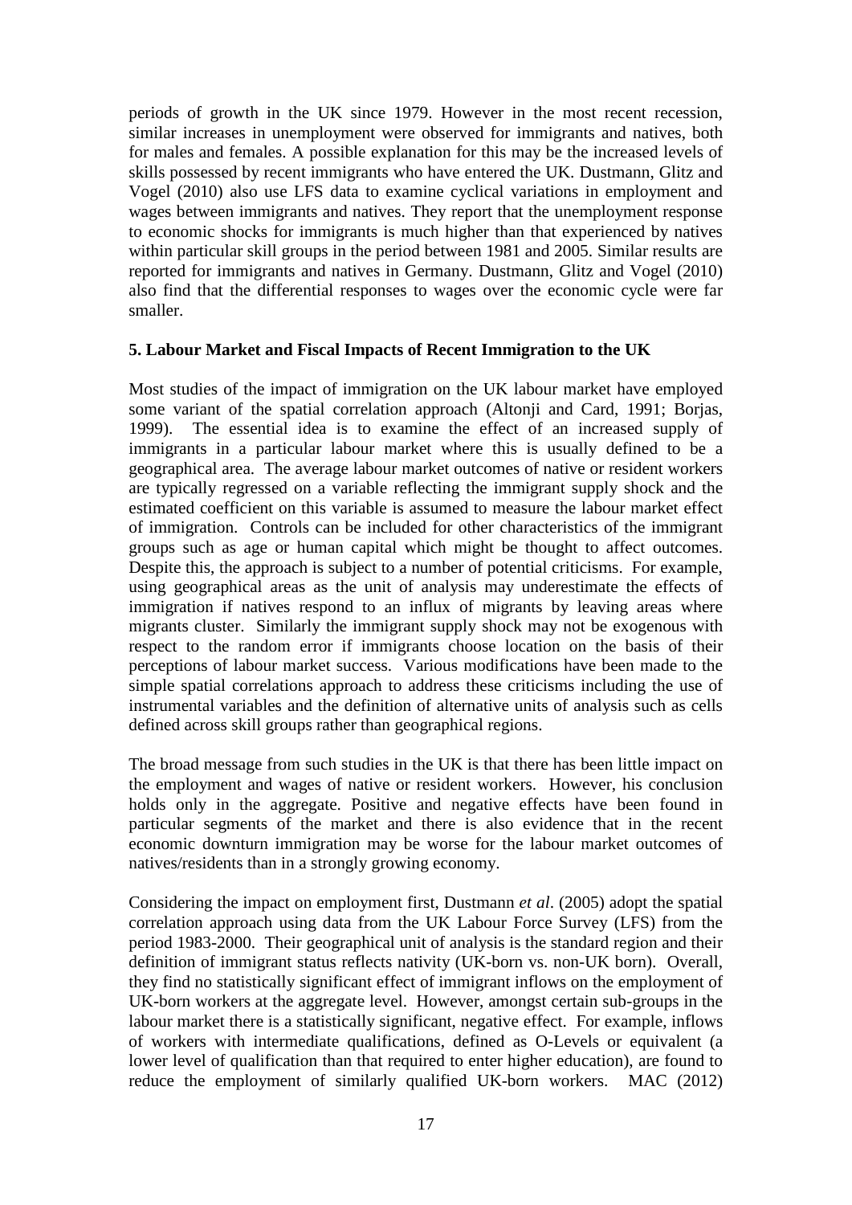periods of growth in the UK since 1979. However in the most recent recession, similar increases in unemployment were observed for immigrants and natives, both for males and females. A possible explanation for this may be the increased levels of skills possessed by recent immigrants who have entered the UK. Dustmann, Glitz and Vogel (2010) also use LFS data to examine cyclical variations in employment and wages between immigrants and natives. They report that the unemployment response to economic shocks for immigrants is much higher than that experienced by natives within particular skill groups in the period between 1981 and 2005. Similar results are reported for immigrants and natives in Germany. Dustmann, Glitz and Vogel (2010) also find that the differential responses to wages over the economic cycle were far smaller.

## 5. Labour Market and Fiscal Impacts of Recent Immigration to the UK

Most studies of the impact of immigration on the UK labour market have employed some variant of the spatial correlation approach (Altonji and Card, 1991; Borjas, 1999). The essential idea is to examine the effect of an increased supply of immigrants in a particular labour market where this is usually defined to be a geographical area. The average labour market outcomes of native or resident workers are typically regressed on a variable reflecting the immigrant supply shock and the estimated coefficient on this variable is assumed to measure the labour market effect of immigration. Controls can be included for other characteristics of the immigrant groups such as age or human capital which might be thought to affect outcomes. Despite this, the approach is subject to a number of potential criticisms. For example, using geographical areas as the unit of analysis may underestimate the effects of immigration if natives respond to an influx of migrants by leaving areas where migrants cluster. Similarly the immigrant supply shock may not be exogenous with respect to the random error if immigrants choose location on the basis of their perceptions of labour market success. Various modifications have been made to the simple spatial correlations approach to address these criticisms including the use of instrumental variables and the definition of alternative units of analysis such as cells defined across skill groups rather than geographical regions.

The broad message from such studies in the UK is that there has been little impact on the employment and wages of native or resident workers. However, his conclusion holds only in the aggregate. Positive and negative effects have been found in particular segments of the market and there is also evidence that in the recent economic downturn immigration may be worse for the labour market outcomes of natives/residents than in a strongly growing economy.

Considering the impact on employment first, Dustmann *et al*. (2005) adopt the spatial correlation approach using data from the UK Labour Force Survey (LFS) from the period 1983-2000. Their geographical unit of analysis is the standard region and their definition of immigrant status reflects nativity (UK-born vs. non-UK born). Overall, they find no statistically significant effect of immigrant inflows on the employment of UK-born workers at the aggregate level. However, amongst certain sub-groups in the labour market there is a statistically significant, negative effect. For example, inflows of workers with intermediate qualifications, defined as O-Levels or equivalent (a lower level of qualification than that required to enter higher education), are found to reduce the employment of similarly qualified UK-born workers. MAC (2012)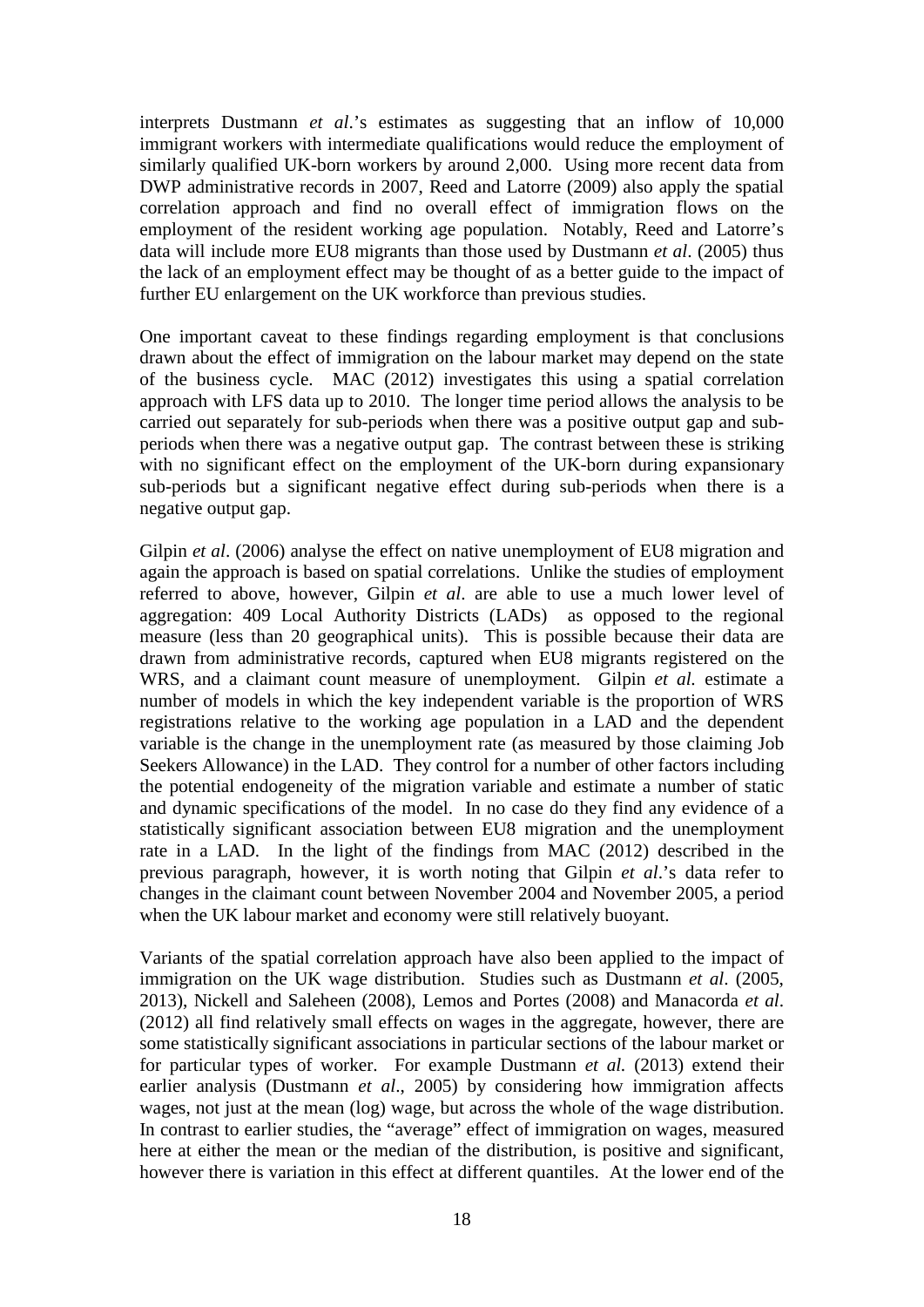interprets Dustmann *et al*.'s estimates as suggesting that an inflow of 10,000 immigrant workers with intermediate qualifications would reduce the employment of similarly qualified UK-born workers by around 2,000. Using more recent data from DWP administrative records in 2007, Reed and Latorre (2009) also apply the spatial correlation approach and find no overall effect of immigration flows on the employment of the resident working age population. Notably, Reed and Latorre's data will include more EU8 migrants than those used by Dustmann *et al*. (2005) thus the lack of an employment effect may be thought of as a better guide to the impact of further EU enlargement on the UK workforce than previous studies.

One important caveat to these findings regarding employment is that conclusions drawn about the effect of immigration on the labour market may depend on the state of the business cycle. MAC (2012) investigates this using a spatial correlation approach with LFS data up to 2010. The longer time period allows the analysis to be carried out separately for sub-periods when there was a positive output gap and sub-periods when there was a negative output gap. The contrast between these is striking with no significant effect on the employment of the UK-born during expansionary sub-periods but a significant negative effect during sub-periods when there is a negative output gap.

Gilpin *et al*. (2006) analyse the effect on native unemployment of EU8 migration and again the approach is based on spatial correlations. Unlike the studies of employment referred to above, however, Gilpin *et al*. are able to use a much lower level of aggregation: 409 Local Authority Districts (LADs) as opposed to the regional measure (less than 20 geographical units). This is possible because their data are drawn from administrative records, captured when EU8 migrants registered on the WRS, and a claimant count measure of unemployment. Gilpin *et al.* estimate a number of models in which the key independent variable is the proportion of WRS registrations relative to the working age population in a LAD and the dependent variable is the change in the unemployment rate (as measured by those claiming Job Seekers Allowance) in the LAD. They control for a number of other factors including the potential endogeneity of the migration variable and estimate a number of static and dynamic specifications of the model. In no case do they find any evidence of a statistically significant association between EU8 migration and the unemployment rate in a LAD. In the light of the findings from MAC (2012) described in the previous paragraph, however, it is worth noting that Gilpin *et al*.'s data refer to changes in the claimant count between November 2004 and November 2005, a period when the UK labour market and economy were still relatively buoyant.

Variants of the spatial correlation approach have also been applied to the impact of immigration on the UK wage distribution. Studies such as Dustmann *et al*. (2005, 2013), Nickell and Saleheen (2008), Lemos and Portes (2008) and Manacorda *et al*. (2012) all find relatively small effects on wages in the aggregate, however, there are some statistically significant associations in particular sections of the labour market or for particular types of worker. For example Dustmann *et al.* (2013) extend their earlier analysis (Dustmann *et al*., 2005) by considering how immigration affects wages, not just at the mean (log) wage, but across the whole of the wage distribution. In contrast to earlier studies, the "average" effect of immigration on wages, measured here at either the mean or the median of the distribution, is positive and significant, however there is variation in this effect at different quantiles. At the lower end of the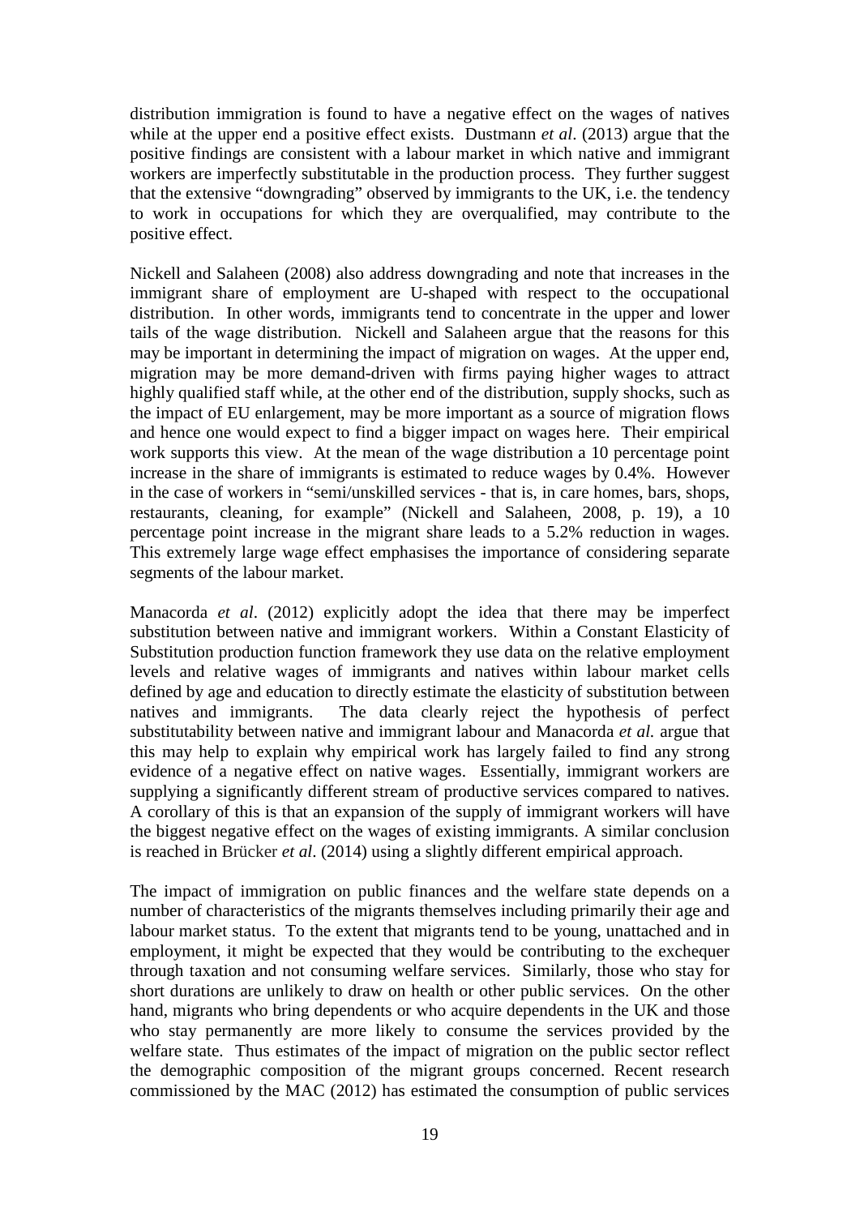distribution immigration is found to have a negative effect on the wages of natives while at the upper end a positive effect exists. Dustmann *et al*. (2013) argue that the positive findings are consistent with a labour market in which native and immigrant workers are imperfectly substitutable in the production process. They further suggest that the extensive "downgrading" observed by immigrants to the UK, i.e. the tendency to work in occupations for which they are overqualified, may contribute to the positive effect.

Nickell and Salaheen (2008) also address downgrading and note that increases in the immigrant share of employment are U-shaped with respect to the occupational distribution. In other words, immigrants tend to concentrate in the upper and lower tails of the wage distribution. Nickell and Salaheen argue that the reasons for this may be important in determining the impact of migration on wages. At the upper end, migration may be more demand-driven with firms paying higher wages to attract highly qualified staff while, at the other end of the distribution, supply shocks, such as the impact of EU enlargement, may be more important as a source of migration flows and hence one would expect to find a bigger impact on wages here. Their empirical work supports this view. At the mean of the wage distribution a 10 percentage point increase in the share of immigrants is estimated to reduce wages by 0.4%. However in the case of workers in "semi/unskilled services - that is, in care homes, bars, shops, restaurants, cleaning, for example" (Nickell and Salaheen, 2008, p. 19), a 10 percentage point increase in the migrant share leads to a 5.2% reduction in wages. This extremely large wage effect emphasises the importance of considering separate segments of the labour market.

Manacorda *et al*. (2012) explicitly adopt the idea that there may be imperfect substitution between native and immigrant workers. Within a Constant Elasticity of Substitution production function framework they use data on the relative employment levels and relative wages of immigrants and natives within labour market cells defined by age and education to directly estimate the elasticity of substitution between natives and immigrants. The data clearly reject the hypothesis of perfect substitutability between native and immigrant labour and Manacorda *et al.* argue that this may help to explain why empirical work has largely failed to find any strong evidence of a negative effect on native wages. Essentially, immigrant workers are supplying a significantly different stream of productive services compared to natives. A corollary of this is that an expansion of the supply of immigrant workers will have the biggest negative effect on the wages of existing immigrants. A similar conclusion is reached in Brücker *et al*. (2014) using a slightly different empirical approach.

The impact of immigration on public finances and the welfare state depends on a number of characteristics of the migrants themselves including primarily their age and labour market status. To the extent that migrants tend to be young, unattached and in employment, it might be expected that they would be contributing to the exchequer through taxation and not consuming welfare services. Similarly, those who stay for short durations are unlikely to draw on health or other public services. On the other hand, migrants who bring dependents or who acquire dependents in the UK and those who stay permanently are more likely to consume the services provided by the welfare state. Thus estimates of the impact of migration on the public sector reflect the demographic composition of the migrant groups concerned. Recent research commissioned by the MAC (2012) has estimated the consumption of public services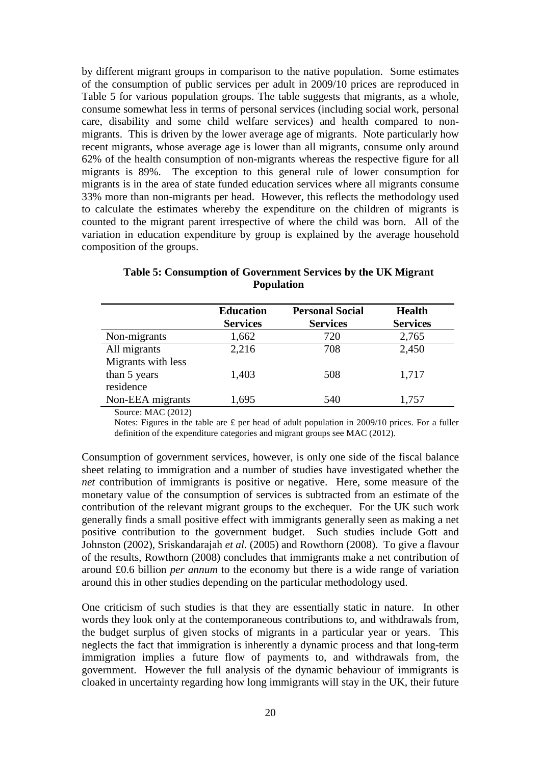by different migrant groups in comparison to the native population. Some estimates of the consumption of public services per adult in 2009/10 prices are reproduced in Table 5 for various population groups. The table suggests that migrants, as a whole, consume somewhat less in terms of personal services (including social work, personal care, disability and some child welfare services) and health compared to non-migrants. This is driven by the lower average age of migrants. Note particularly how recent migrants, whose average age is lower than all migrants, consume only around 62% of the health consumption of non-migrants whereas the respective figure for all migrants is 89%. The exception to this general rule of lower consumption for migrants is in the area of state funded education services where all migrants consume 33% more than non-migrants per head. However, this reflects the methodology used to calculate the estimates whereby the expenditure on the children of migrants is counted to the migrant parent irrespective of where the child was born. All of the variation in education expenditure by group is explained by the average household composition of the groups.

**Table 5: Consumption of Government Services by the UK Migrant Population**

| | Education Services | Personal Social Services | Health Services |
|---|---|---|---|
| Non-migrants | 1,662 | 720 | 2,765 |
| All migrants | 2,216 | 708 | 2,450 |
| Migrants with less than 5 years residence | 1,403 | 508 | 1,717 |
| Non-EEA migrants | 1,695 | 540 | 1,757 |

Source: MAC (2012)

Notes: Figures in the table are £ per head of adult population in 2009/10 prices. For a fuller definition of the expenditure categories and migrant groups see MAC (2012).

Consumption of government services, however, is only one side of the fiscal balance sheet relating to immigration and a number of studies have investigated whether the *net* contribution of immigrants is positive or negative. Here, some measure of the monetary value of the consumption of services is subtracted from an estimate of the contribution of the relevant migrant groups to the exchequer. For the UK such work generally finds a small positive effect with immigrants generally seen as making a net positive contribution to the government budget. Such studies include Gott and Johnston (2002), Sriskandarajah *et al*. (2005) and Rowthorn (2008). To give a flavour of the results, Rowthorn (2008) concludes that immigrants make a net contribution of around £0.6 billion *per annum* to the economy but there is a wide range of variation around this in other studies depending on the particular methodology used.

One criticism of such studies is that they are essentially static in nature. In other words they look only at the contemporaneous contributions to, and withdrawals from, the budget surplus of given stocks of migrants in a particular year or years. This neglects the fact that immigration is inherently a dynamic process and that long-term immigration implies a future flow of payments to, and withdrawals from, the government. However the full analysis of the dynamic behaviour of immigrants is cloaked in uncertainty regarding how long immigrants will stay in the UK, their future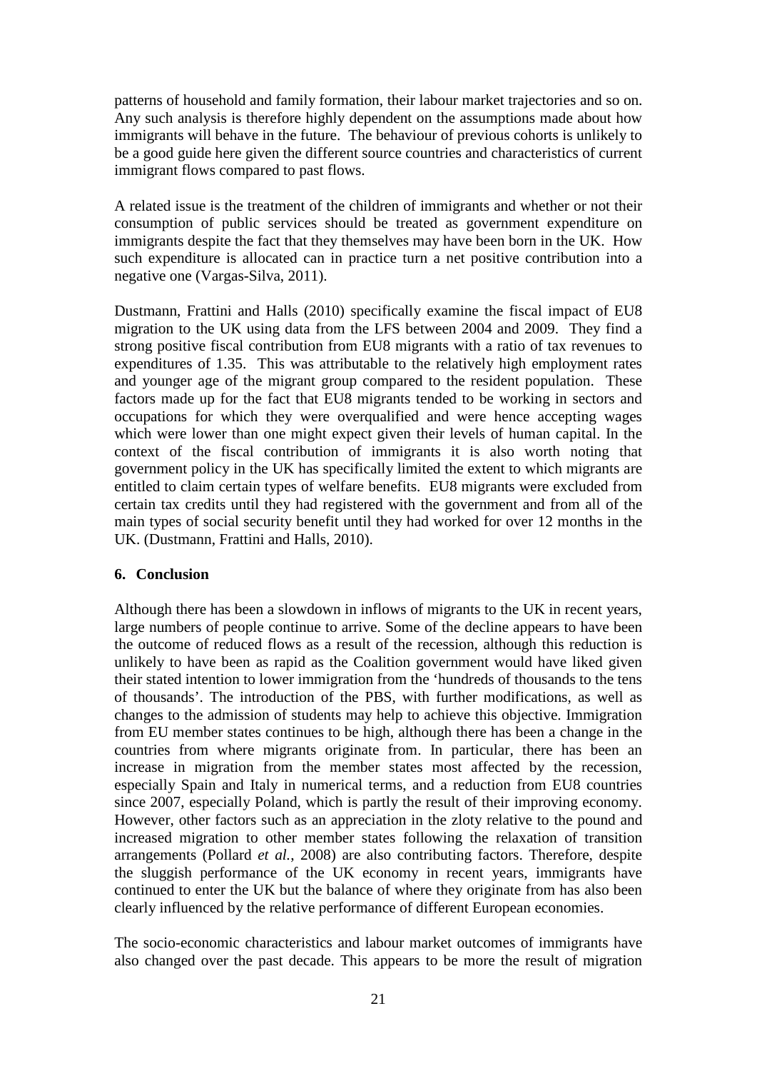patterns of household and family formation, their labour market trajectories and so on. Any such analysis is therefore highly dependent on the assumptions made about how immigrants will behave in the future. The behaviour of previous cohorts is unlikely to be a good guide here given the different source countries and characteristics of current immigrant flows compared to past flows.

A related issue is the treatment of the children of immigrants and whether or not their consumption of public services should be treated as government expenditure on immigrants despite the fact that they themselves may have been born in the UK. How such expenditure is allocated can in practice turn a net positive contribution into a negative one (Vargas-Silva, 2011).

Dustmann, Frattini and Halls (2010) specifically examine the fiscal impact of EU8 migration to the UK using data from the LFS between 2004 and 2009. They find a strong positive fiscal contribution from EU8 migrants with a ratio of tax revenues to expenditures of 1.35. This was attributable to the relatively high employment rates and younger age of the migrant group compared to the resident population. These factors made up for the fact that EU8 migrants tended to be working in sectors and occupations for which they were overqualified and were hence accepting wages which were lower than one might expect given their levels of human capital. In the context of the fiscal contribution of immigrants it is also worth noting that government policy in the UK has specifically limited the extent to which migrants are entitled to claim certain types of welfare benefits. EU8 migrants were excluded from certain tax credits until they had registered with the government and from all of the main types of social security benefit until they had worked for over 12 months in the UK. (Dustmann, Frattini and Halls, 2010).

## 6. Conclusion

Although there has been a slowdown in inflows of migrants to the UK in recent years, large numbers of people continue to arrive. Some of the decline appears to have been the outcome of reduced flows as a result of the recession, although this reduction is unlikely to have been as rapid as the Coalition government would have liked given their stated intention to lower immigration from the 'hundreds of thousands to the tens of thousands'. The introduction of the PBS, with further modifications, as well as changes to the admission of students may help to achieve this objective. Immigration from EU member states continues to be high, although there has been a change in the countries from where migrants originate from. In particular, there has been an increase in migration from the member states most affected by the recession, especially Spain and Italy in numerical terms, and a reduction from EU8 countries since 2007, especially Poland, which is partly the result of their improving economy. However, other factors such as an appreciation in the zloty relative to the pound and increased migration to other member states following the relaxation of transition arrangements (Pollard *et al.*, 2008) are also contributing factors. Therefore, despite the sluggish performance of the UK economy in recent years, immigrants have continued to enter the UK but the balance of where they originate from has also been clearly influenced by the relative performance of different European economies.

The socio-economic characteristics and labour market outcomes of immigrants have also changed over the past decade. This appears to be more the result of migration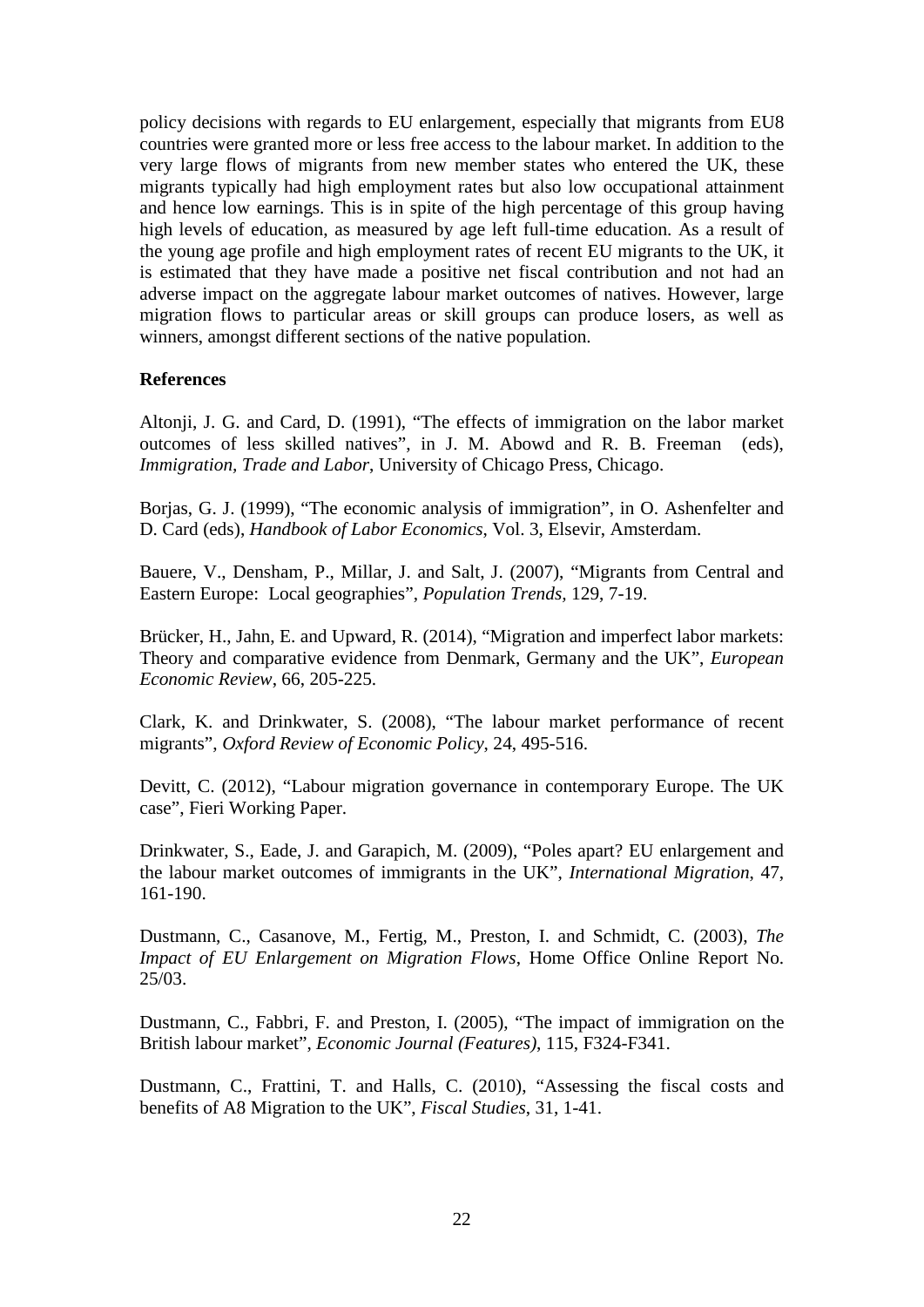policy decisions with regards to EU enlargement, especially that migrants from EU8 countries were granted more or less free access to the labour market. In addition to the very large flows of migrants from new member states who entered the UK, these migrants typically had high employment rates but also low occupational attainment and hence low earnings. This is in spite of the high percentage of this group having high levels of education, as measured by age left full-time education. As a result of the young age profile and high employment rates of recent EU migrants to the UK, it is estimated that they have made a positive net fiscal contribution and not had an adverse impact on the aggregate labour market outcomes of natives. However, large migration flows to particular areas or skill groups can produce losers, as well as winners, amongst different sections of the native population.

**References**

Altonji, J. G. and Card, D. (1991), "The effects of immigration on the labor market outcomes of less skilled natives", in J. M. Abowd and R. B. Freeman (eds), *Immigration, Trade and Labor*, University of Chicago Press, Chicago.

Borjas, G. J. (1999), "The economic analysis of immigration", in O. Ashenfelter and D. Card (eds), *Handbook of Labor Economics*, Vol. 3, Elsevir, Amsterdam.

Bauere, V., Densham, P., Millar, J. and Salt, J. (2007), "Migrants from Central and Eastern Europe: Local geographies", *Population Trends*, 129, 7-19.

Brücker, H., Jahn, E. and Upward, R. (2014), "Migration and imperfect labor markets: Theory and comparative evidence from Denmark, Germany and the UK", *European Economic Review*, 66, 205-225.

Clark, K. and Drinkwater, S. (2008), "The labour market performance of recent migrants", *Oxford Review of Economic Policy*, 24, 495-516.

Devitt, C. (2012), "Labour migration governance in contemporary Europe. The UK case", Fieri Working Paper.

Drinkwater, S., Eade, J. and Garapich, M. (2009), "Poles apart? EU enlargement and the labour market outcomes of immigrants in the UK", *International Migration*, 47, 161-190.

Dustmann, C., Casanove, M., Fertig, M., Preston, I. and Schmidt, C. (2003), *The Impact of EU Enlargement on Migration Flows*, Home Office Online Report No. 25/03.

Dustmann, C., Fabbri, F. and Preston, I. (2005), "The impact of immigration on the British labour market", *Economic Journal (Features)*, 115, F324-F341.

Dustmann, C., Frattini, T. and Halls, C. (2010), "Assessing the fiscal costs and benefits of A8 Migration to the UK", *Fiscal Studies*, 31, 1-41.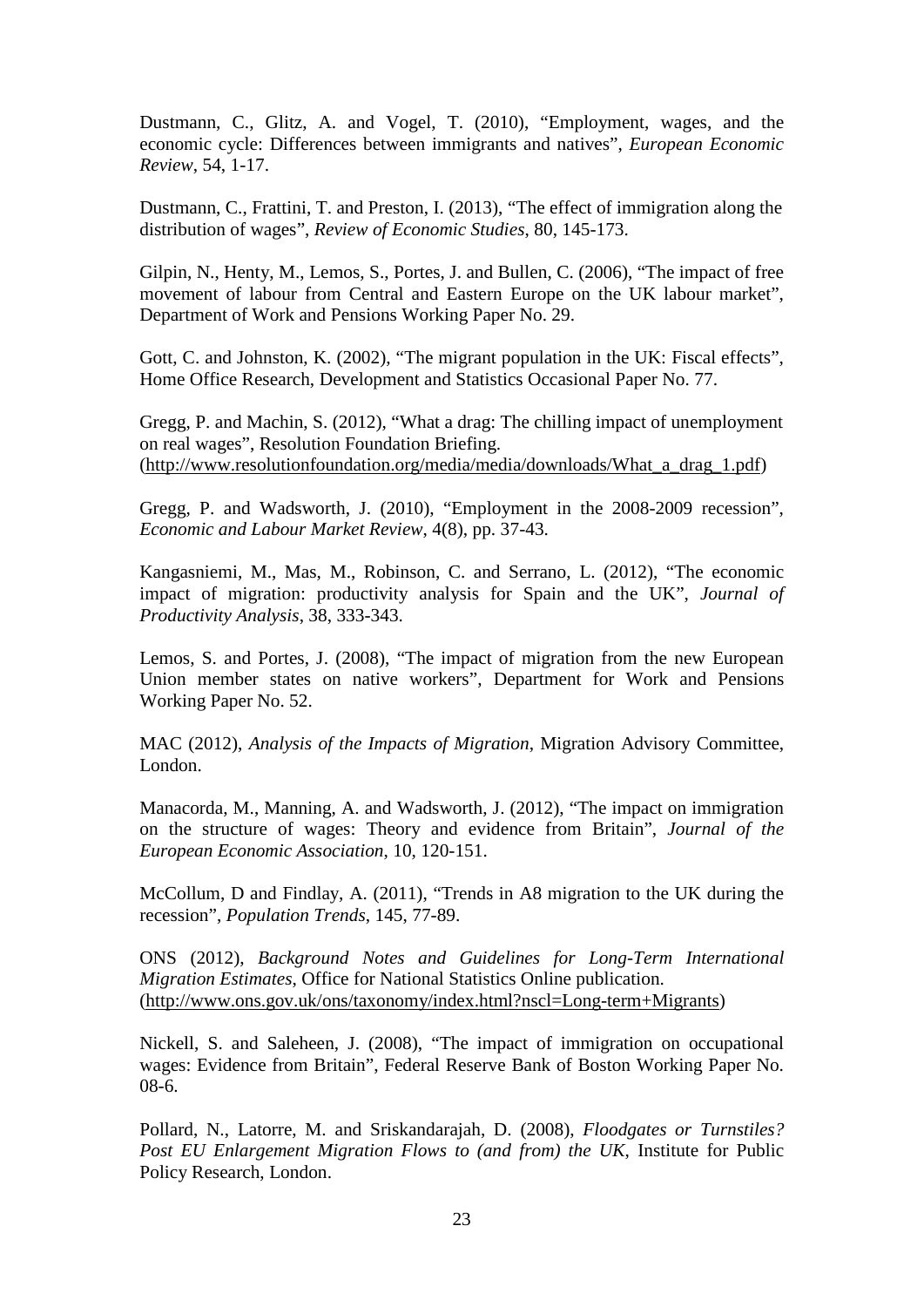Dustmann, C., Glitz, A. and Vogel, T. (2010), "Employment, wages, and the economic cycle: Differences between immigrants and natives", *European Economic Review*, 54, 1-17.

Dustmann, C., Frattini, T. and Preston, I. (2013), "The effect of immigration along the distribution of wages", *Review of Economic Studies*, 80, 145-173.

Gilpin, N., Henty, M., Lemos, S., Portes, J. and Bullen, C. (2006), "The impact of free movement of labour from Central and Eastern Europe on the UK labour market", Department of Work and Pensions Working Paper No. 29.

Gott, C. and Johnston, K. (2002), "The migrant population in the UK: Fiscal effects", Home Office Research, Development and Statistics Occasional Paper No. 77.

Gregg, P. and Machin, S. (2012), "What a drag: The chilling impact of unemployment on real wages", Resolution Foundation Briefing. (http://www.resolutionfoundation.org/media/media/downloads/What_a_drag_1.pdf)

Gregg, P. and Wadsworth, J. (2010), "Employment in the 2008-2009 recession", *Economic and Labour Market Review*, 4(8), pp. 37-43.

Kangasniemi, M., Mas, M., Robinson, C. and Serrano, L. (2012), "The economic impact of migration: productivity analysis for Spain and the UK", *Journal of Productivity Analysis*, 38, 333-343.

Lemos, S. and Portes, J. (2008), "The impact of migration from the new European Union member states on native workers", Department for Work and Pensions Working Paper No. 52.

MAC (2012), *Analysis of the Impacts of Migration*, Migration Advisory Committee, London.

Manacorda, M., Manning, A. and Wadsworth, J. (2012), "The impact on immigration on the structure of wages: Theory and evidence from Britain", *Journal of the European Economic Association*, 10, 120-151.

McCollum, D and Findlay, A. (2011), "Trends in A8 migration to the UK during the recession", *Population Trends*, 145, 77-89.

ONS (2012), *Background Notes and Guidelines for Long-Term International Migration Estimates*, Office for National Statistics Online publication. (http://www.ons.gov.uk/ons/taxonomy/index.html?nscl=Long-term+Migrants)

Nickell, S. and Saleheen, J. (2008), "The impact of immigration on occupational wages: Evidence from Britain", Federal Reserve Bank of Boston Working Paper No. 08-6.

Pollard, N., Latorre, M. and Sriskandarajah, D. (2008), *Floodgates or Turnstiles? Post EU Enlargement Migration Flows to (and from) the UK*, Institute for Public Policy Research, London.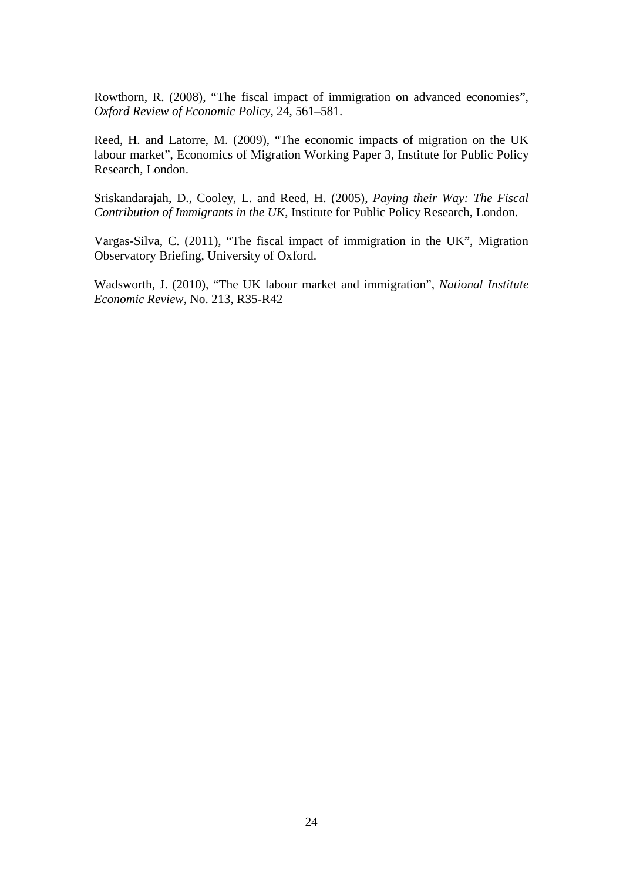Rowthorn, R. (2008), "The fiscal impact of immigration on advanced economies", *Oxford Review of Economic Policy*, 24, 561–581.

Reed, H. and Latorre, M. (2009), "The economic impacts of migration on the UK labour market", Economics of Migration Working Paper 3, Institute for Public Policy Research, London.

Sriskandarajah, D., Cooley, L. and Reed, H. (2005), *Paying their Way: The Fiscal Contribution of Immigrants in the UK*, Institute for Public Policy Research, London.

Vargas-Silva, C. (2011), "The fiscal impact of immigration in the UK", Migration Observatory Briefing, University of Oxford.

Wadsworth, J. (2010), "The UK labour market and immigration", *National Institute Economic Review*, No. 213, R35-R42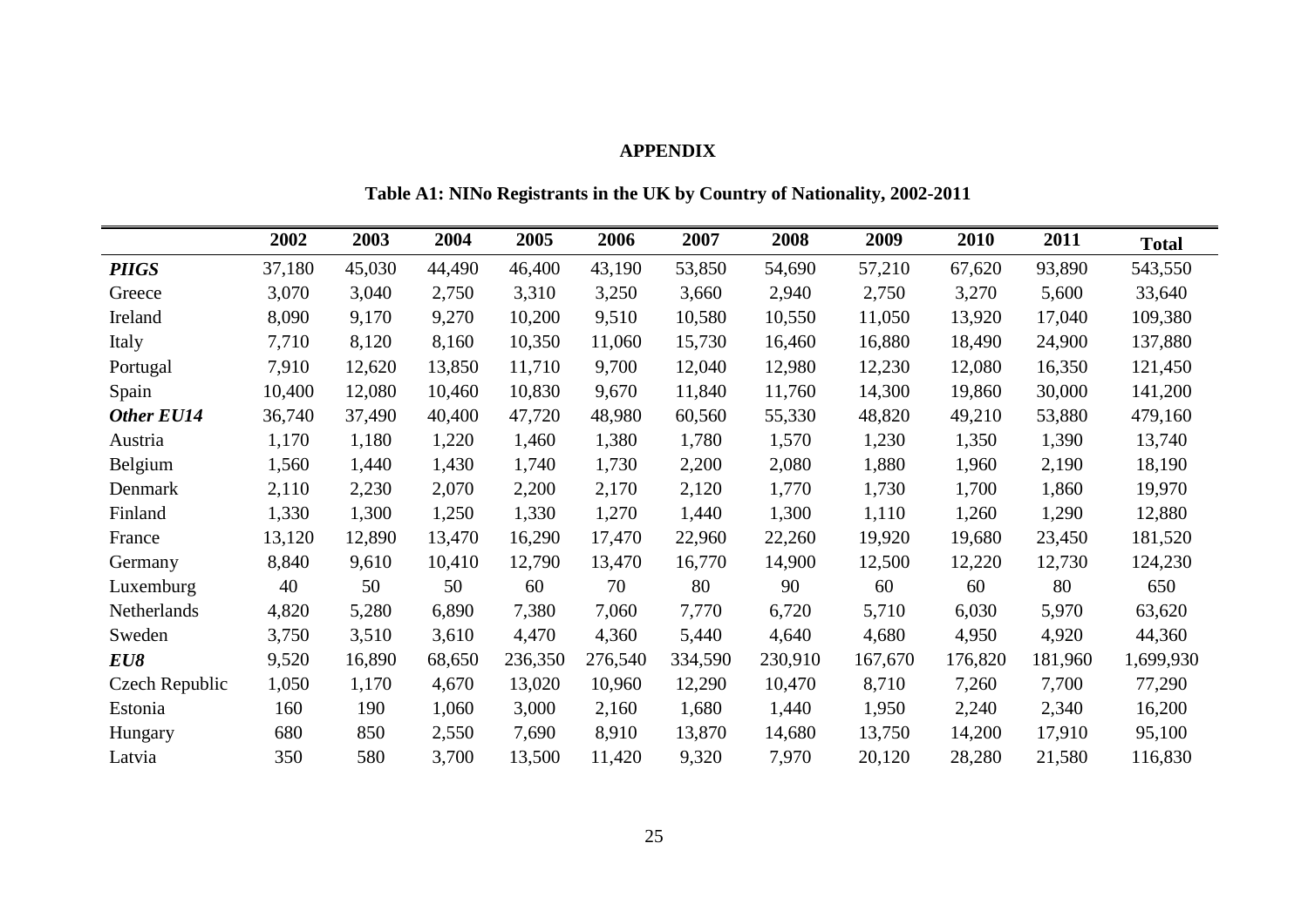# APPENDIX

**Table A1: NINo Registrants in the UK by Country of Nationality, 2002-2011**

| | 2002 | 2003 | 2004 | 2005 | 2006 | 2007 | 2008 | 2009 | 2010 | 2011 | Total |
|---|---|---|---|---|---|---|---|---|---|---|---|
| ***PIIGS*** | 37,180 | 45,030 | 44,490 | 46,400 | 43,190 | 53,850 | 54,690 | 57,210 | 67,620 | 93,890 | 543,550 |
| Greece | 3,070 | 3,040 | 2,750 | 3,310 | 3,250 | 3,660 | 2,940 | 2,750 | 3,270 | 5,600 | 33,640 |
| Ireland | 8,090 | 9,170 | 9,270 | 10,200 | 9,510 | 10,580 | 10,550 | 11,050 | 13,920 | 17,040 | 109,380 |
| Italy | 7,710 | 8,120 | 8,160 | 10,350 | 11,060 | 15,730 | 16,460 | 16,880 | 18,490 | 24,900 | 137,880 |
| Portugal | 7,910 | 12,620 | 13,850 | 11,710 | 9,700 | 12,040 | 12,980 | 12,230 | 12,080 | 16,350 | 121,450 |
| Spain | 10,400 | 12,080 | 10,460 | 10,830 | 9,670 | 11,840 | 11,760 | 14,300 | 19,860 | 30,000 | 141,200 |
| ***Other EU14*** | 36,740 | 37,490 | 40,400 | 47,720 | 48,980 | 60,560 | 55,330 | 48,820 | 49,210 | 53,880 | 479,160 |
| Austria | 1,170 | 1,180 | 1,220 | 1,460 | 1,380 | 1,780 | 1,570 | 1,230 | 1,350 | 1,390 | 13,740 |
| Belgium | 1,560 | 1,440 | 1,430 | 1,740 | 1,730 | 2,200 | 2,080 | 1,880 | 1,960 | 2,190 | 18,190 |
| Denmark | 2,110 | 2,230 | 2,070 | 2,200 | 2,170 | 2,120 | 1,770 | 1,730 | 1,700 | 1,860 | 19,970 |
| Finland | 1,330 | 1,300 | 1,250 | 1,330 | 1,270 | 1,440 | 1,300 | 1,110 | 1,260 | 1,290 | 12,880 |
| France | 13,120 | 12,890 | 13,470 | 16,290 | 17,470 | 22,960 | 22,260 | 19,920 | 19,680 | 23,450 | 181,520 |
| Germany | 8,840 | 9,610 | 10,410 | 12,790 | 13,470 | 16,770 | 14,900 | 12,500 | 12,220 | 12,730 | 124,230 |
| Luxemburg | 40 | 50 | 50 | 60 | 70 | 80 | 90 | 60 | 60 | 80 | 650 |
| Netherlands | 4,820 | 5,280 | 6,890 | 7,380 | 7,060 | 7,770 | 6,720 | 5,710 | 6,030 | 5,970 | 63,620 |
| Sweden | 3,750 | 3,510 | 3,610 | 4,470 | 4,360 | 5,440 | 4,640 | 4,680 | 4,950 | 4,920 | 44,360 |
| ***EU8*** | 9,520 | 16,890 | 68,650 | 236,350 | 276,540 | 334,590 | 230,910 | 167,670 | 176,820 | 181,960 | 1,699,930 |
| Czech Republic | 1,050 | 1,170 | 4,670 | 13,020 | 10,960 | 12,290 | 10,470 | 8,710 | 7,260 | 7,700 | 77,290 |
| Estonia | 160 | 190 | 1,060 | 3,000 | 2,160 | 1,680 | 1,440 | 1,950 | 2,240 | 2,340 | 16,200 |
| Hungary | 680 | 850 | 2,550 | 7,690 | 8,910 | 13,870 | 14,680 | 13,750 | 14,200 | 17,910 | 95,100 |
| Latvia | 350 | 580 | 3,700 | 13,500 | 11,420 | 9,320 | 7,970 | 20,120 | 28,280 | 21,580 | 116,830 |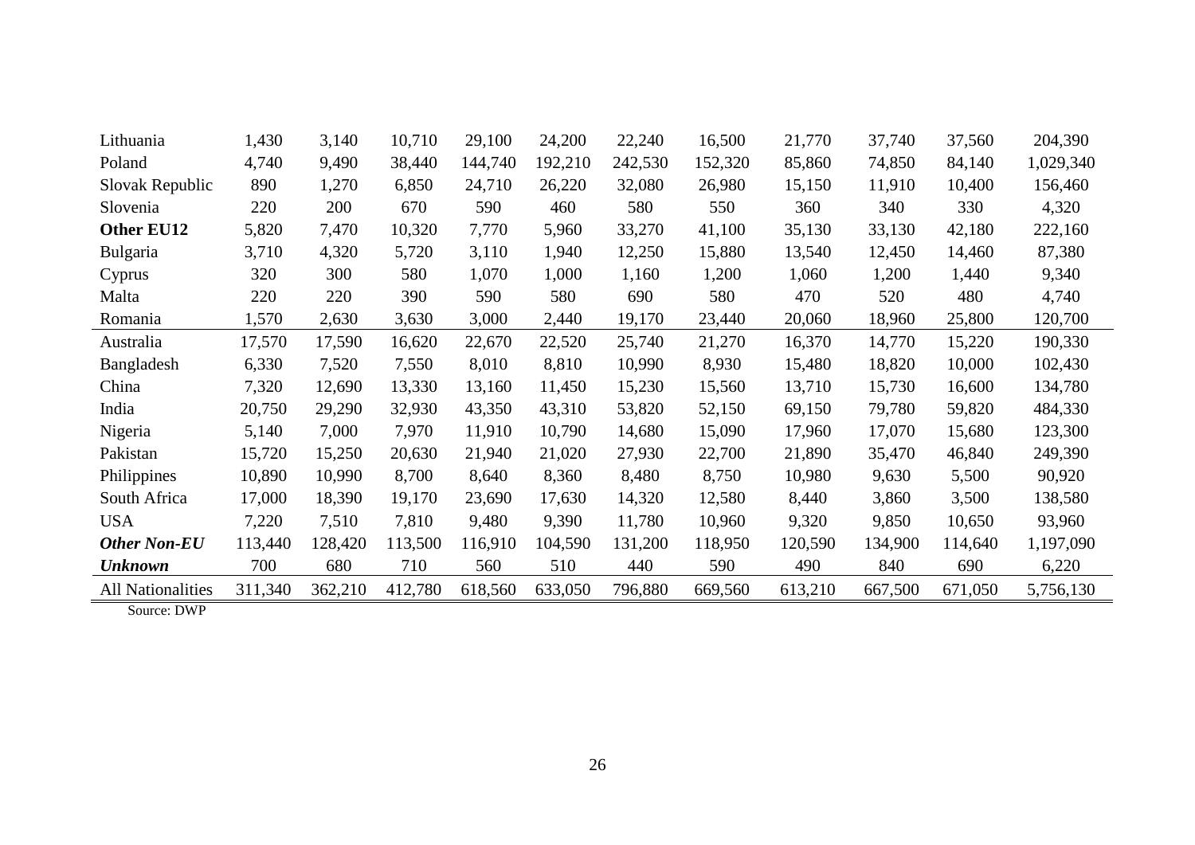| | | | | | | | | | | | |
|---|---|---|---|---|---|---|---|---|---|---|---|
| Lithuania | 1,430 | 3,140 | 10,710 | 29,100 | 24,200 | 22,240 | 16,500 | 21,770 | 37,740 | 37,560 | 204,390 |
| Poland | 4,740 | 9,490 | 38,440 | 144,740 | 192,210 | 242,530 | 152,320 | 85,860 | 74,850 | 84,140 | 1,029,340 |
| Slovak Republic | 890 | 1,270 | 6,850 | 24,710 | 26,220 | 32,080 | 26,980 | 15,150 | 11,910 | 10,400 | 156,460 |
| Slovenia | 220 | 200 | 670 | 590 | 460 | 580 | 550 | 360 | 340 | 330 | 4,320 |
| **Other EU12** | 5,820 | 7,470 | 10,320 | 7,770 | 5,960 | 33,270 | 41,100 | 35,130 | 33,130 | 42,180 | 222,160 |
| Bulgaria | 3,710 | 4,320 | 5,720 | 3,110 | 1,940 | 12,250 | 15,880 | 13,540 | 12,450 | 14,460 | 87,380 |
| Cyprus | 320 | 300 | 580 | 1,070 | 1,000 | 1,160 | 1,200 | 1,060 | 1,200 | 1,440 | 9,340 |
| Malta | 220 | 220 | 390 | 590 | 580 | 690 | 580 | 470 | 520 | 480 | 4,740 |
| Romania | 1,570 | 2,630 | 3,630 | 3,000 | 2,440 | 19,170 | 23,440 | 20,060 | 18,960 | 25,800 | 120,700 |
| Australia | 17,570 | 17,590 | 16,620 | 22,670 | 22,520 | 25,740 | 21,270 | 16,370 | 14,770 | 15,220 | 190,330 |
| Bangladesh | 6,330 | 7,520 | 7,550 | 8,010 | 8,810 | 10,990 | 8,930 | 15,480 | 18,820 | 10,000 | 102,430 |
| China | 7,320 | 12,690 | 13,330 | 13,160 | 11,450 | 15,230 | 15,560 | 13,710 | 15,730 | 16,600 | 134,780 |
| India | 20,750 | 29,290 | 32,930 | 43,350 | 43,310 | 53,820 | 52,150 | 69,150 | 79,780 | 59,820 | 484,330 |
| Nigeria | 5,140 | 7,000 | 7,970 | 11,910 | 10,790 | 14,680 | 15,090 | 17,960 | 17,070 | 15,680 | 123,300 |
| Pakistan | 15,720 | 15,250 | 20,630 | 21,940 | 21,020 | 27,930 | 22,700 | 21,890 | 35,470 | 46,840 | 249,390 |
| Philippines | 10,890 | 10,990 | 8,700 | 8,640 | 8,360 | 8,480 | 8,750 | 10,980 | 9,630 | 5,500 | 90,920 |
| South Africa | 17,000 | 18,390 | 19,170 | 23,690 | 17,630 | 14,320 | 12,580 | 8,440 | 3,860 | 3,500 | 138,580 |
| USA | 7,220 | 7,510 | 7,810 | 9,480 | 9,390 | 11,780 | 10,960 | 9,320 | 9,850 | 10,650 | 93,960 |
| ***Other Non-EU*** | 113,440 | 128,420 | 113,500 | 116,910 | 104,590 | 131,200 | 118,950 | 120,590 | 134,900 | 114,640 | 1,197,090 |
| ***Unknown*** | 700 | 680 | 710 | 560 | 510 | 440 | 590 | 490 | 840 | 690 | 6,220 |
| All Nationalities | 311,340 | 362,210 | 412,780 | 618,560 | 633,050 | 796,880 | 669,560 | 613,210 | 667,500 | 671,050 | 5,756,130 |

Source: DWP